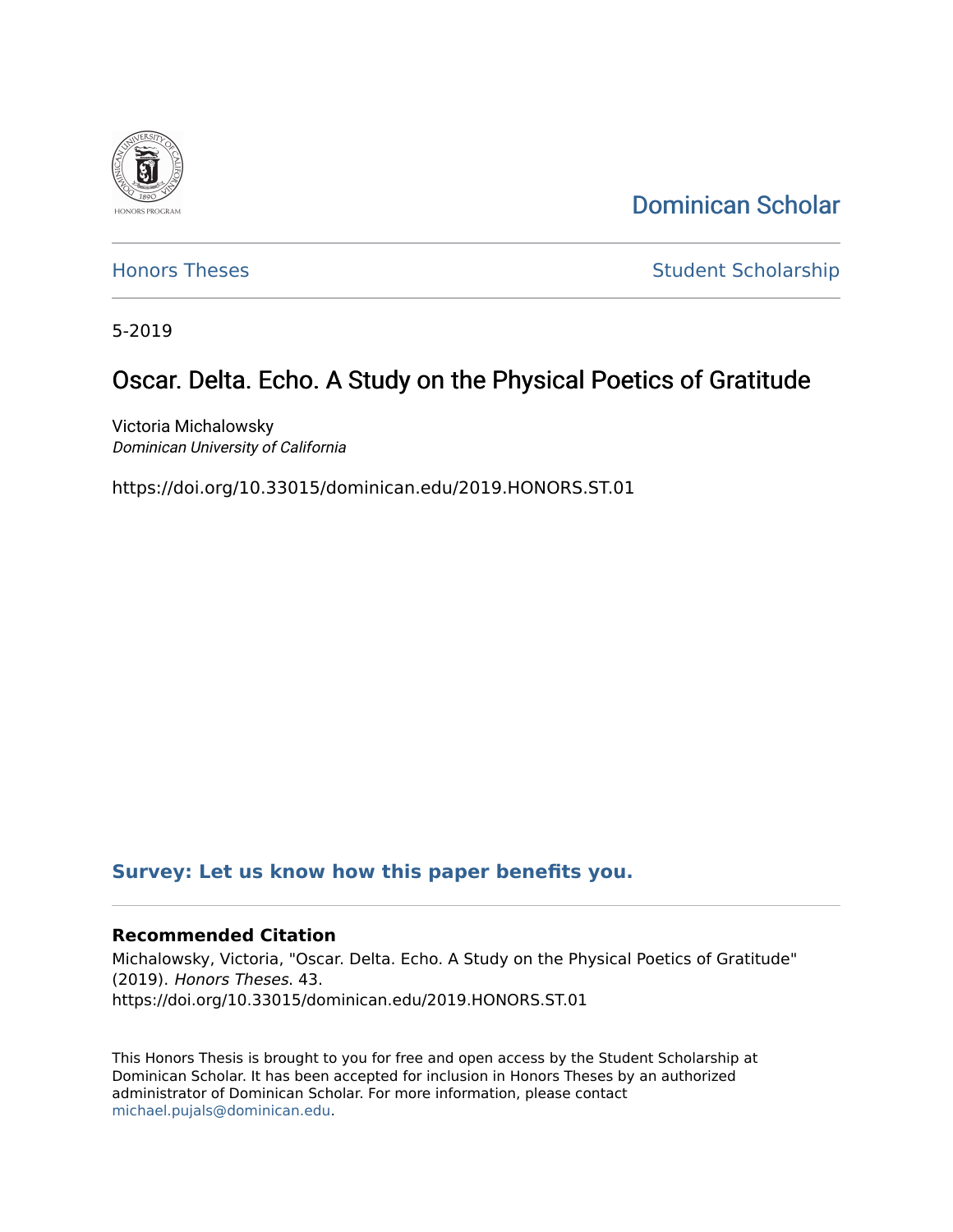Dominican Scholar

Honors Theses

Student Scholarship

5-2019

# Oscar. Delta. Echo. A Study on the Physical Poetics of Gratitude

Victoria Michalowsky
*Dominican University of California*

https://doi.org/10.33015/dominican.edu/2019.HONORS.ST.01

**Survey: Let us know how this paper benefits you.**

### Recommended Citation

Michalowsky, Victoria, "Oscar. Delta. Echo. A Study on the Physical Poetics of Gratitude" (2019). *Honors Theses*. 43.
https://doi.org/10.33015/dominican.edu/2019.HONORS.ST.01

This Honors Thesis is brought to you for free and open access by the Student Scholarship at Dominican Scholar. It has been accepted for inclusion in Honors Theses by an authorized administrator of Dominican Scholar. For more information, please contact michael.pujals@dominican.edu.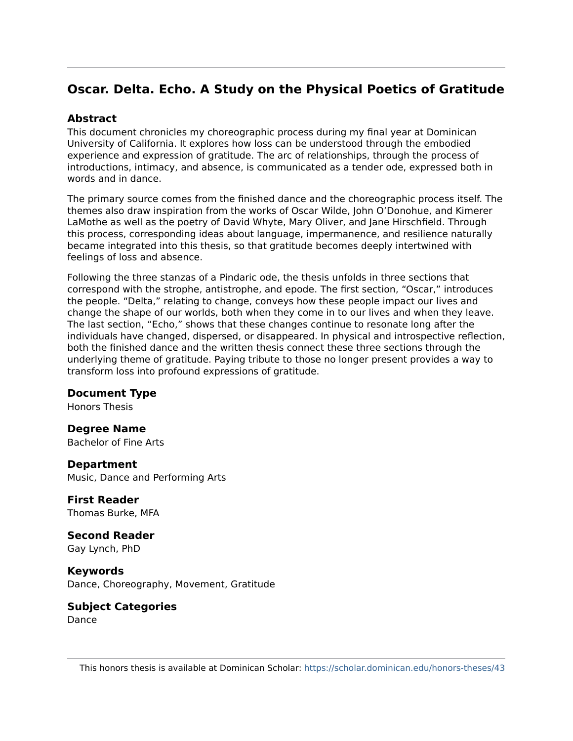# Oscar. Delta. Echo. A Study on the Physical Poetics of Gratitude

### Abstract

This document chronicles my choreographic process during my final year at Dominican University of California. It explores how loss can be understood through the embodied experience and expression of gratitude. The arc of relationships, through the process of introductions, intimacy, and absence, is communicated as a tender ode, expressed both in words and in dance.

The primary source comes from the finished dance and the choreographic process itself. The themes also draw inspiration from the works of Oscar Wilde, John O'Donohue, and Kimerer LaMothe as well as the poetry of David Whyte, Mary Oliver, and Jane Hirschfield. Through this process, corresponding ideas about language, impermanence, and resilience naturally became integrated into this thesis, so that gratitude becomes deeply intertwined with feelings of loss and absence.

Following the three stanzas of a Pindaric ode, the thesis unfolds in three sections that correspond with the strophe, antistrophe, and epode. The first section, "Oscar," introduces the people. "Delta," relating to change, conveys how these people impact our lives and change the shape of our worlds, both when they come in to our lives and when they leave. The last section, "Echo," shows that these changes continue to resonate long after the individuals have changed, dispersed, or disappeared. In physical and introspective reflection, both the finished dance and the written thesis connect these three sections through the underlying theme of gratitude. Paying tribute to those no longer present provides a way to transform loss into profound expressions of gratitude.

### Document Type

Honors Thesis

### Degree Name

Bachelor of Fine Arts

### Department

Music, Dance and Performing Arts

### First Reader

Thomas Burke, MFA

### Second Reader

Gay Lynch, PhD

### Keywords

Dance, Choreography, Movement, Gratitude

### Subject Categories

Dance

This honors thesis is available at Dominican Scholar: https://scholar.dominican.edu/honors-theses/43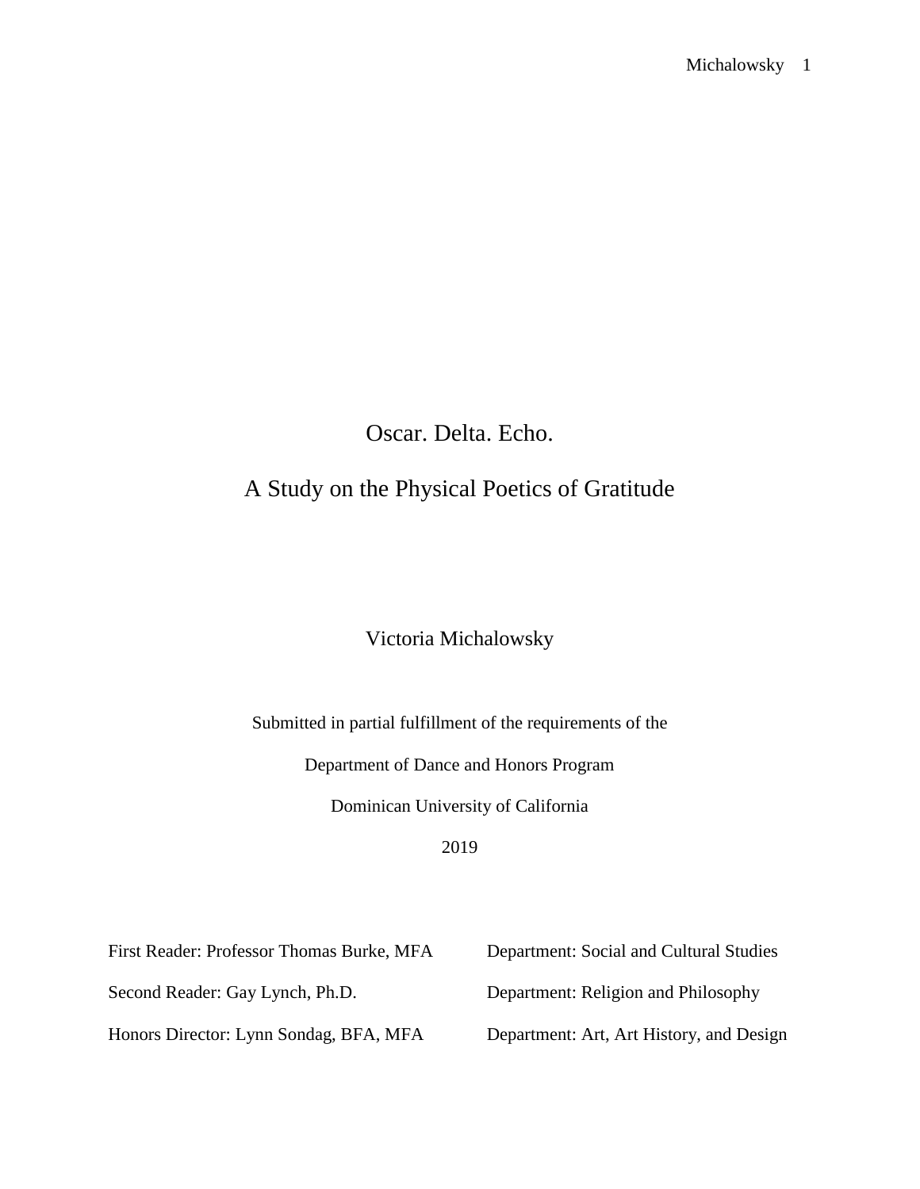# Oscar. Delta. Echo.

## A Study on the Physical Poetics of Gratitude

Victoria Michalowsky

Submitted in partial fulfillment of the requirements of the

Department of Dance and Honors Program

Dominican University of California

2019

First Reader: Professor Thomas Burke, MFA — Department: Social and Cultural Studies

Second Reader: Gay Lynch, Ph.D. — Department: Religion and Philosophy

Honors Director: Lynn Sondag, BFA, MFA — Department: Art, Art History, and Design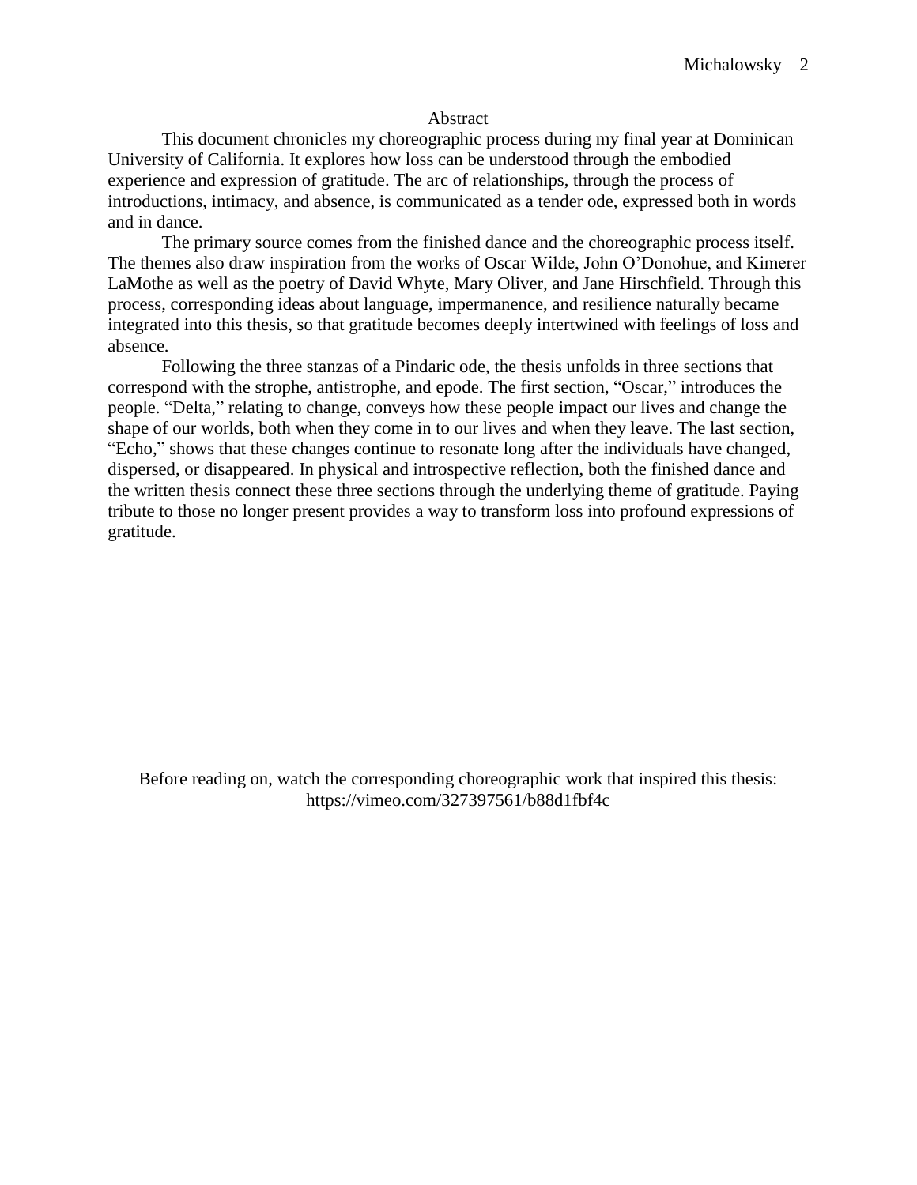# Abstract

This document chronicles my choreographic process during my final year at Dominican University of California. It explores how loss can be understood through the embodied experience and expression of gratitude. The arc of relationships, through the process of introductions, intimacy, and absence, is communicated as a tender ode, expressed both in words and in dance.

The primary source comes from the finished dance and the choreographic process itself. The themes also draw inspiration from the works of Oscar Wilde, John O'Donohue, and Kimerer LaMothe as well as the poetry of David Whyte, Mary Oliver, and Jane Hirschfield. Through this process, corresponding ideas about language, impermanence, and resilience naturally became integrated into this thesis, so that gratitude becomes deeply intertwined with feelings of loss and absence.

Following the three stanzas of a Pindaric ode, the thesis unfolds in three sections that correspond with the strophe, antistrophe, and epode. The first section, "Oscar," introduces the people. "Delta," relating to change, conveys how these people impact our lives and change the shape of our worlds, both when they come in to our lives and when they leave. The last section, "Echo," shows that these changes continue to resonate long after the individuals have changed, dispersed, or disappeared. In physical and introspective reflection, both the finished dance and the written thesis connect these three sections through the underlying theme of gratitude. Paying tribute to those no longer present provides a way to transform loss into profound expressions of gratitude.

Before reading on, watch the corresponding choreographic work that inspired this thesis: https://vimeo.com/327397561/b88d1fbf4c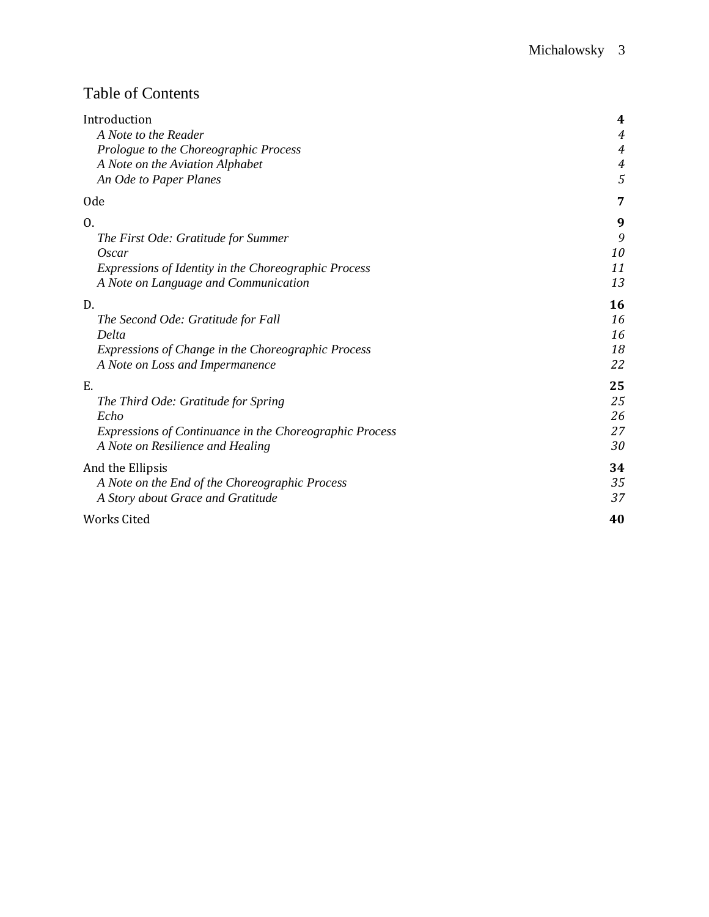# Table of Contents

| | |
|---|---|
| Introduction | **4** |
| *A Note to the Reader* | *4* |
| *Prologue to the Choreographic Process* | *4* |
| *A Note on the Aviation Alphabet* | *4* |
| *An Ode to Paper Planes* | *5* |
| Ode | **7** |
| O. | **9** |
| *The First Ode: Gratitude for Summer* | *9* |
| *Oscar* | *10* |
| *Expressions of Identity in the Choreographic Process* | *11* |
| *A Note on Language and Communication* | *13* |
| D. | **16** |
| *The Second Ode: Gratitude for Fall* | *16* |
| *Delta* | *16* |
| *Expressions of Change in the Choreographic Process* | *18* |
| *A Note on Loss and Impermanence* | *22* |
| E. | **25** |
| *The Third Ode: Gratitude for Spring* | *25* |
| *Echo* | *26* |
| *Expressions of Continuance in the Choreographic Process* | *27* |
| *A Note on Resilience and Healing* | *30* |
| And the Ellipsis | **34** |
| *A Note on the End of the Choreographic Process* | *35* |
| *A Story about Grace and Gratitude* | *37* |
| Works Cited | **40** |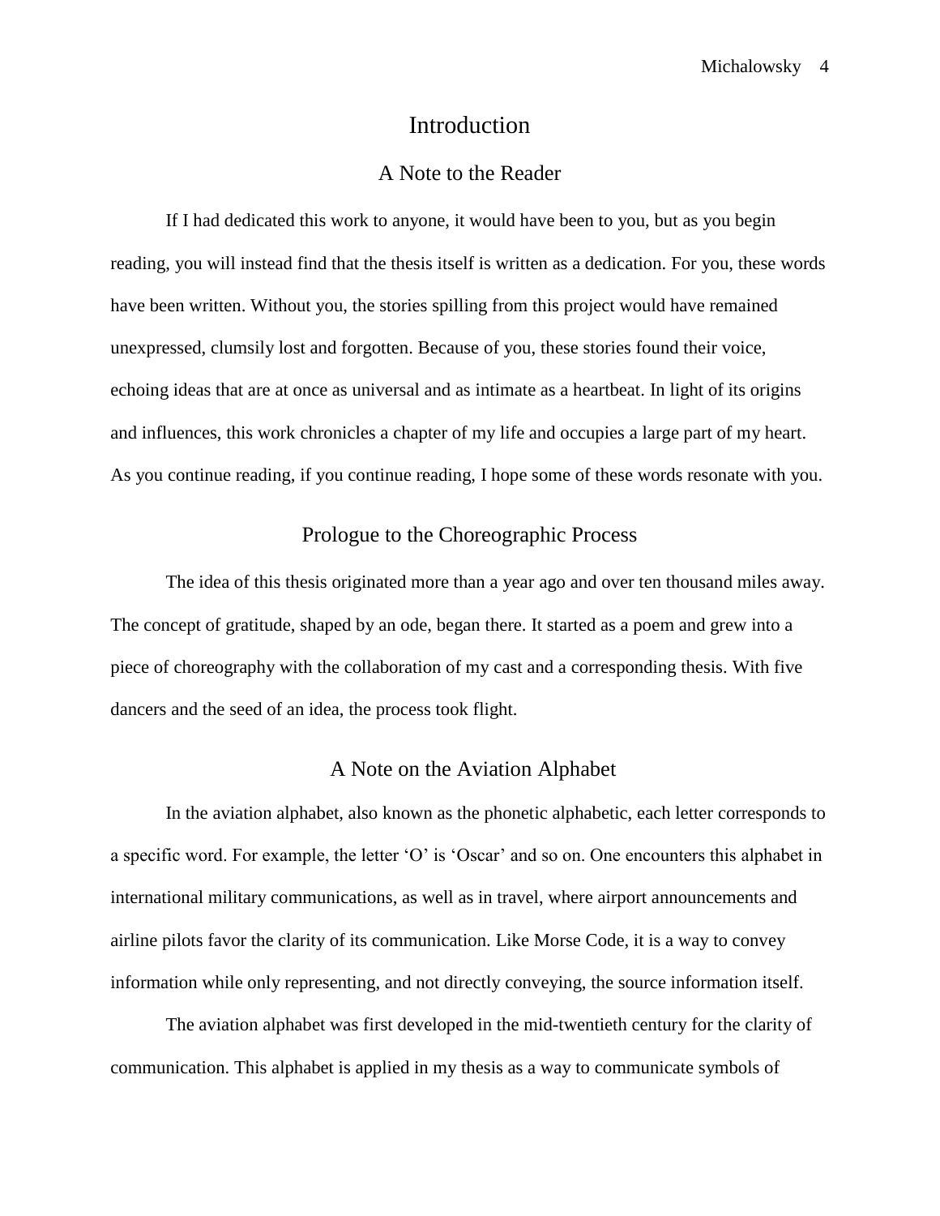# Introduction

## A Note to the Reader

If I had dedicated this work to anyone, it would have been to you, but as you begin reading, you will instead find that the thesis itself is written as a dedication. For you, these words have been written. Without you, the stories spilling from this project would have remained unexpressed, clumsily lost and forgotten. Because of you, these stories found their voice, echoing ideas that are at once as universal and as intimate as a heartbeat. In light of its origins and influences, this work chronicles a chapter of my life and occupies a large part of my heart. As you continue reading, if you continue reading, I hope some of these words resonate with you.

## Prologue to the Choreographic Process

The idea of this thesis originated more than a year ago and over ten thousand miles away. The concept of gratitude, shaped by an ode, began there. It started as a poem and grew into a piece of choreography with the collaboration of my cast and a corresponding thesis. With five dancers and the seed of an idea, the process took flight.

## A Note on the Aviation Alphabet

In the aviation alphabet, also known as the phonetic alphabetic, each letter corresponds to a specific word. For example, the letter 'O' is 'Oscar' and so on. One encounters this alphabet in international military communications, as well as in travel, where airport announcements and airline pilots favor the clarity of its communication. Like Morse Code, it is a way to convey information while only representing, and not directly conveying, the source information itself.

The aviation alphabet was first developed in the mid-twentieth century for the clarity of communication. This alphabet is applied in my thesis as a way to communicate symbols of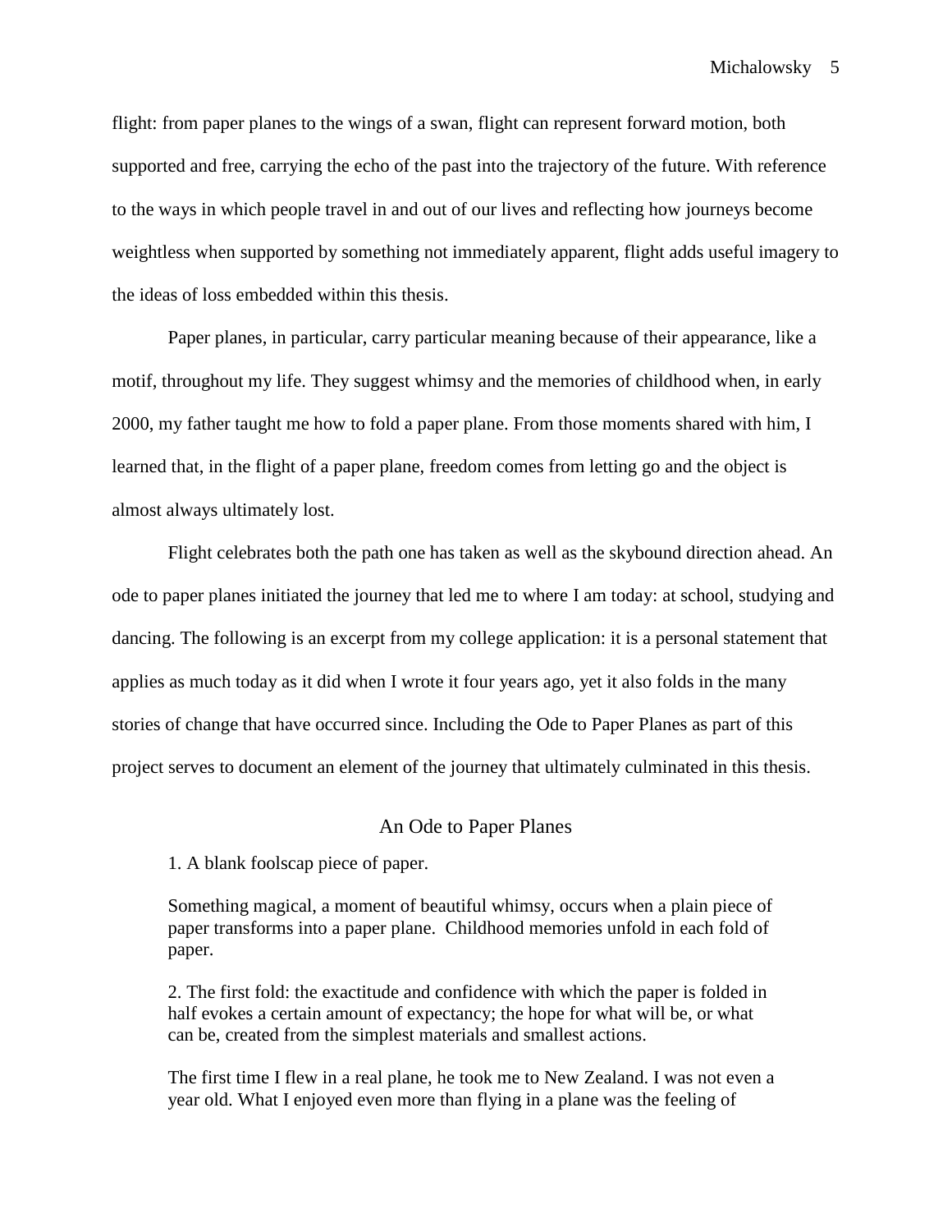flight: from paper planes to the wings of a swan, flight can represent forward motion, both supported and free, carrying the echo of the past into the trajectory of the future. With reference to the ways in which people travel in and out of our lives and reflecting how journeys become weightless when supported by something not immediately apparent, flight adds useful imagery to the ideas of loss embedded within this thesis.

Paper planes, in particular, carry particular meaning because of their appearance, like a motif, throughout my life. They suggest whimsy and the memories of childhood when, in early 2000, my father taught me how to fold a paper plane. From those moments shared with him, I learned that, in the flight of a paper plane, freedom comes from letting go and the object is almost always ultimately lost.

Flight celebrates both the path one has taken as well as the skybound direction ahead. An ode to paper planes initiated the journey that led me to where I am today: at school, studying and dancing. The following is an excerpt from my college application: it is a personal statement that applies as much today as it did when I wrote it four years ago, yet it also folds in the many stories of change that have occurred since. Including the Ode to Paper Planes as part of this project serves to document an element of the journey that ultimately culminated in this thesis.

## An Ode to Paper Planes

> 1. A blank foolscap piece of paper.
>
> Something magical, a moment of beautiful whimsy, occurs when a plain piece of paper transforms into a paper plane. Childhood memories unfold in each fold of paper.
>
> 2. The first fold: the exactitude and confidence with which the paper is folded in half evokes a certain amount of expectancy; the hope for what will be, or what can be, created from the simplest materials and smallest actions.
>
> The first time I flew in a real plane, he took me to New Zealand. I was not even a year old. What I enjoyed even more than flying in a plane was the feeling of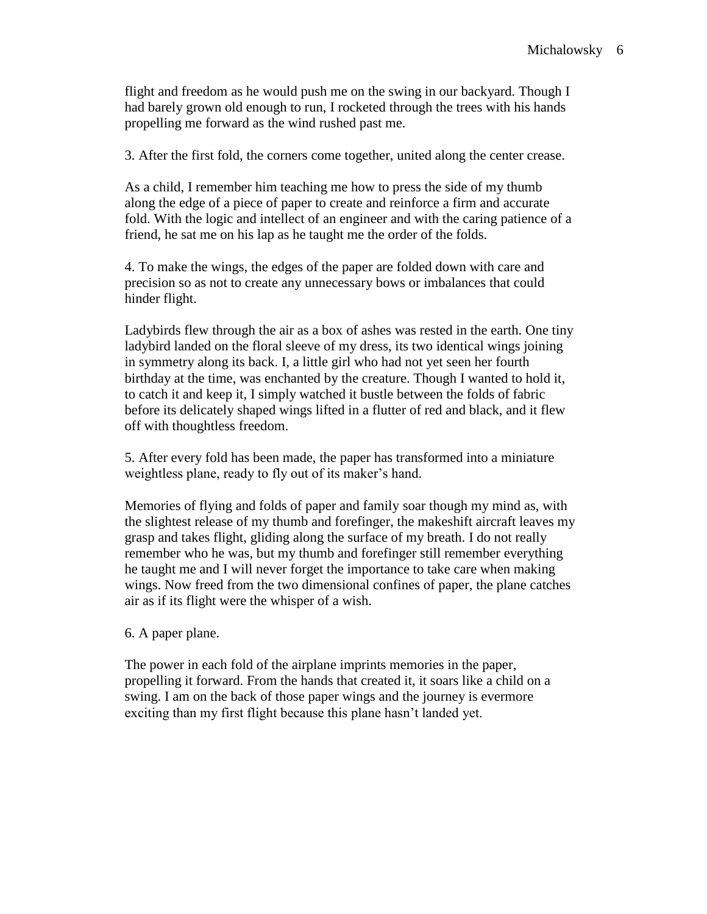flight and freedom as he would push me on the swing in our backyard. Though I had barely grown old enough to run, I rocketed through the trees with his hands propelling me forward as the wind rushed past me.

3. After the first fold, the corners come together, united along the center crease.

As a child, I remember him teaching me how to press the side of my thumb along the edge of a piece of paper to create and reinforce a firm and accurate fold. With the logic and intellect of an engineer and with the caring patience of a friend, he sat me on his lap as he taught me the order of the folds.

4. To make the wings, the edges of the paper are folded down with care and precision so as not to create any unnecessary bows or imbalances that could hinder flight.

Ladybirds flew through the air as a box of ashes was rested in the earth. One tiny ladybird landed on the floral sleeve of my dress, its two identical wings joining in symmetry along its back. I, a little girl who had not yet seen her fourth birthday at the time, was enchanted by the creature. Though I wanted to hold it, to catch it and keep it, I simply watched it bustle between the folds of fabric before its delicately shaped wings lifted in a flutter of red and black, and it flew off with thoughtless freedom.

5. After every fold has been made, the paper has transformed into a miniature weightless plane, ready to fly out of its maker's hand.

Memories of flying and folds of paper and family soar though my mind as, with the slightest release of my thumb and forefinger, the makeshift aircraft leaves my grasp and takes flight, gliding along the surface of my breath. I do not really remember who he was, but my thumb and forefinger still remember everything he taught me and I will never forget the importance to take care when making wings. Now freed from the two dimensional confines of paper, the plane catches air as if its flight were the whisper of a wish.

6. A paper plane.

The power in each fold of the airplane imprints memories in the paper, propelling it forward. From the hands that created it, it soars like a child on a swing. I am on the back of those paper wings and the journey is evermore exciting than my first flight because this plane hasn't landed yet.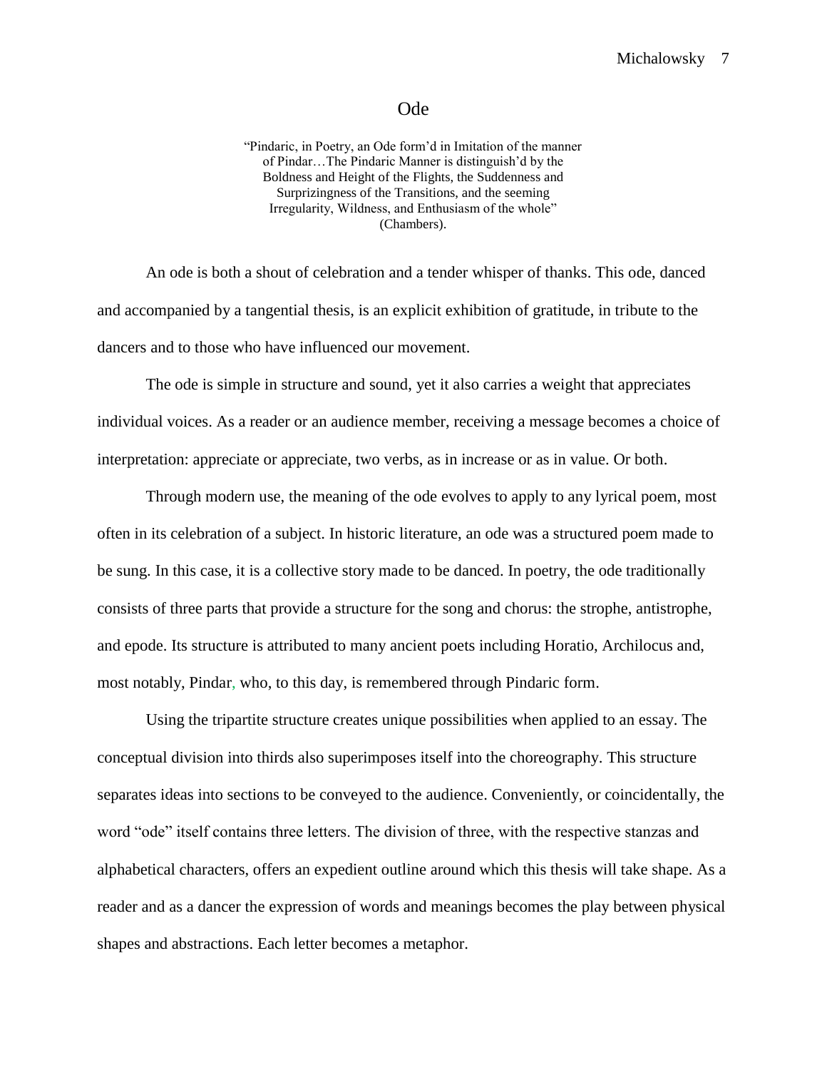# Ode

> "Pindaric, in Poetry, an Ode form'd in Imitation of the manner of Pindar…The Pindaric Manner is distinguish'd by the Boldness and Height of the Flights, the Suddenness and Surprizingness of the Transitions, and the seeming Irregularity, Wildness, and Enthusiasm of the whole" (Chambers).

An ode is both a shout of celebration and a tender whisper of thanks. This ode, danced and accompanied by a tangential thesis, is an explicit exhibition of gratitude, in tribute to the dancers and to those who have influenced our movement.

The ode is simple in structure and sound, yet it also carries a weight that appreciates individual voices. As a reader or an audience member, receiving a message becomes a choice of interpretation: appreciate or appreciate, two verbs, as in increase or as in value. Or both.

Through modern use, the meaning of the ode evolves to apply to any lyrical poem, most often in its celebration of a subject. In historic literature, an ode was a structured poem made to be sung. In this case, it is a collective story made to be danced. In poetry, the ode traditionally consists of three parts that provide a structure for the song and chorus: the strophe, antistrophe, and epode. Its structure is attributed to many ancient poets including Horatio, Archilocus and, most notably, Pindar, who, to this day, is remembered through Pindaric form.

Using the tripartite structure creates unique possibilities when applied to an essay. The conceptual division into thirds also superimposes itself into the choreography. This structure separates ideas into sections to be conveyed to the audience. Conveniently, or coincidentally, the word "ode" itself contains three letters. The division of three, with the respective stanzas and alphabetical characters, offers an expedient outline around which this thesis will take shape. As a reader and as a dancer the expression of words and meanings becomes the play between physical shapes and abstractions. Each letter becomes a metaphor.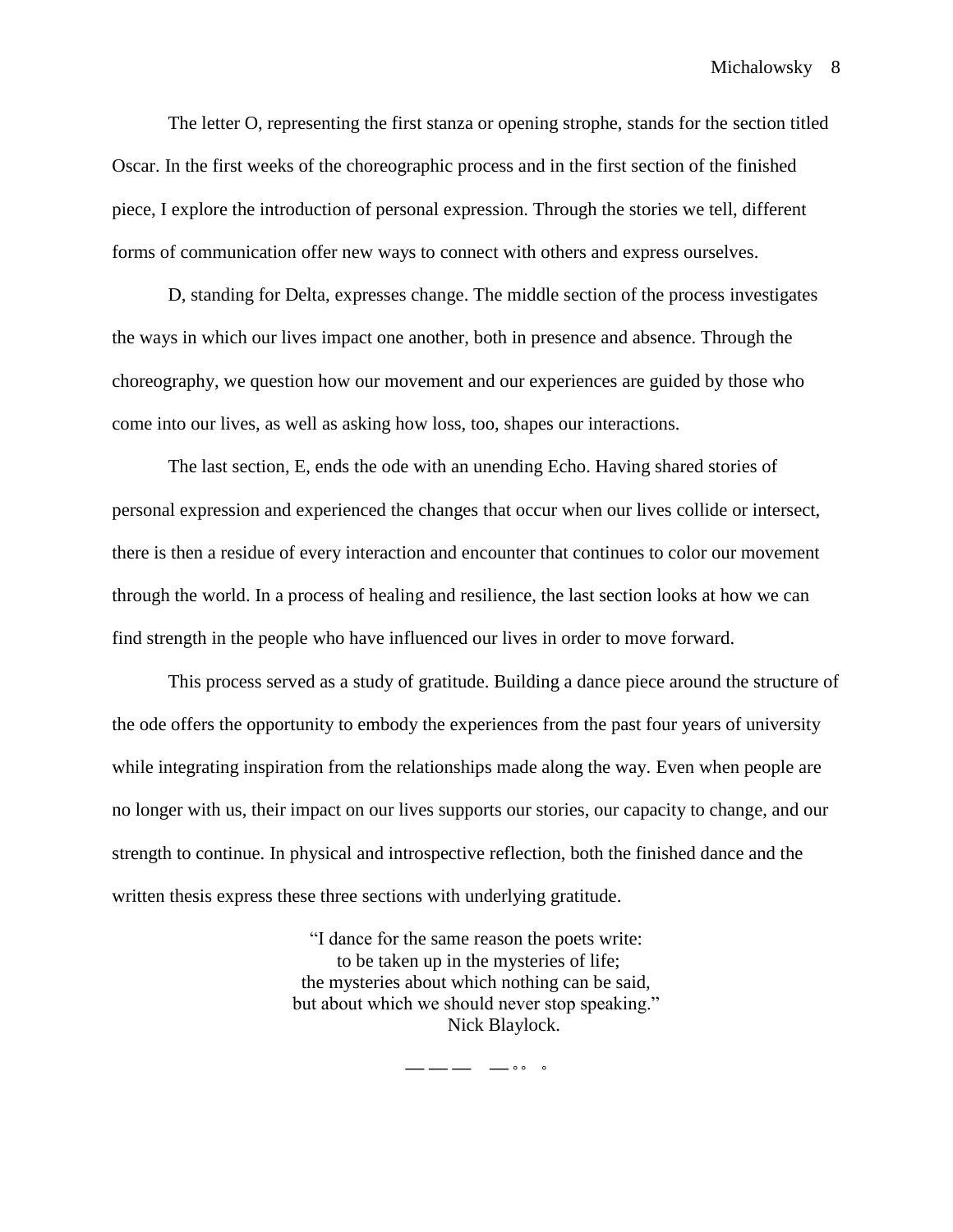The letter O, representing the first stanza or opening strophe, stands for the section titled Oscar. In the first weeks of the choreographic process and in the first section of the finished piece, I explore the introduction of personal expression. Through the stories we tell, different forms of communication offer new ways to connect with others and express ourselves.

D, standing for Delta, expresses change. The middle section of the process investigates the ways in which our lives impact one another, both in presence and absence. Through the choreography, we question how our movement and our experiences are guided by those who come into our lives, as well as asking how loss, too, shapes our interactions.

The last section, E, ends the ode with an unending Echo. Having shared stories of personal expression and experienced the changes that occur when our lives collide or intersect, there is then a residue of every interaction and encounter that continues to color our movement through the world. In a process of healing and resilience, the last section looks at how we can find strength in the people who have influenced our lives in order to move forward.

This process served as a study of gratitude. Building a dance piece around the structure of the ode offers the opportunity to embody the experiences from the past four years of university while integrating inspiration from the relationships made along the way. Even when people are no longer with us, their impact on our lives supports our stories, our capacity to change, and our strength to continue. In physical and introspective reflection, both the finished dance and the written thesis express these three sections with underlying gratitude.

> "I dance for the same reason the poets write:
> to be taken up in the mysteries of life;
> the mysteries about which nothing can be said,
> but about which we should never stop speaking."
> Nick Blaylock.

— — — — ◦ ◦ ◦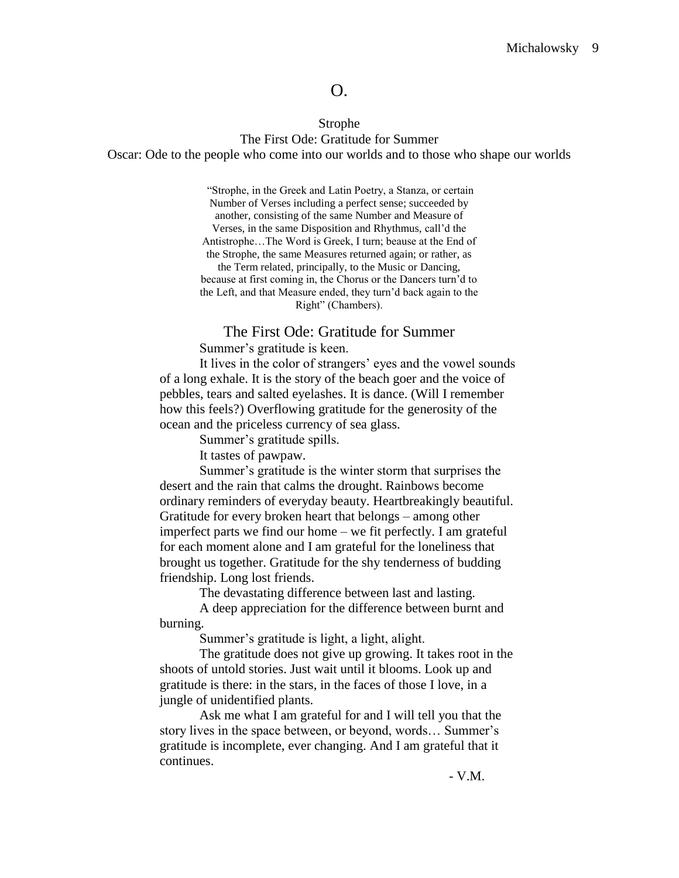# O.

Strophe

The First Ode: Gratitude for Summer

Oscar: Ode to the people who come into our worlds and to those who shape our worlds

> "Strophe, in the Greek and Latin Poetry, a Stanza, or certain Number of Verses including a perfect sense; succeeded by another, consisting of the same Number and Measure of Verses, in the same Disposition and Rhythmus, call'd the Antistrophe…The Word is Greek, I turn; beause at the End of the Strophe, the same Measures returned again; or rather, as the Term related, principally, to the Music or Dancing, because at first coming in, the Chorus or the Dancers turn'd to the Left, and that Measure ended, they turn'd back again to the Right" (Chambers).

## The First Ode: Gratitude for Summer

Summer's gratitude is keen.

It lives in the color of strangers' eyes and the vowel sounds of a long exhale. It is the story of the beach goer and the voice of pebbles, tears and salted eyelashes. It is dance. (Will I remember how this feels?) Overflowing gratitude for the generosity of the ocean and the priceless currency of sea glass.

Summer's gratitude spills.

It tastes of pawpaw.

Summer's gratitude is the winter storm that surprises the desert and the rain that calms the drought. Rainbows become ordinary reminders of everyday beauty. Heartbreakingly beautiful. Gratitude for every broken heart that belongs – among other imperfect parts we find our home – we fit perfectly. I am grateful for each moment alone and I am grateful for the loneliness that brought us together. Gratitude for the shy tenderness of budding friendship. Long lost friends.

The devastating difference between last and lasting.

A deep appreciation for the difference between burnt and burning.

Summer's gratitude is light, a light, alight.

The gratitude does not give up growing. It takes root in the shoots of untold stories. Just wait until it blooms. Look up and gratitude is there: in the stars, in the faces of those I love, in a jungle of unidentified plants.

Ask me what I am grateful for and I will tell you that the story lives in the space between, or beyond, words… Summer's gratitude is incomplete, ever changing. And I am grateful that it continues.

- V.M.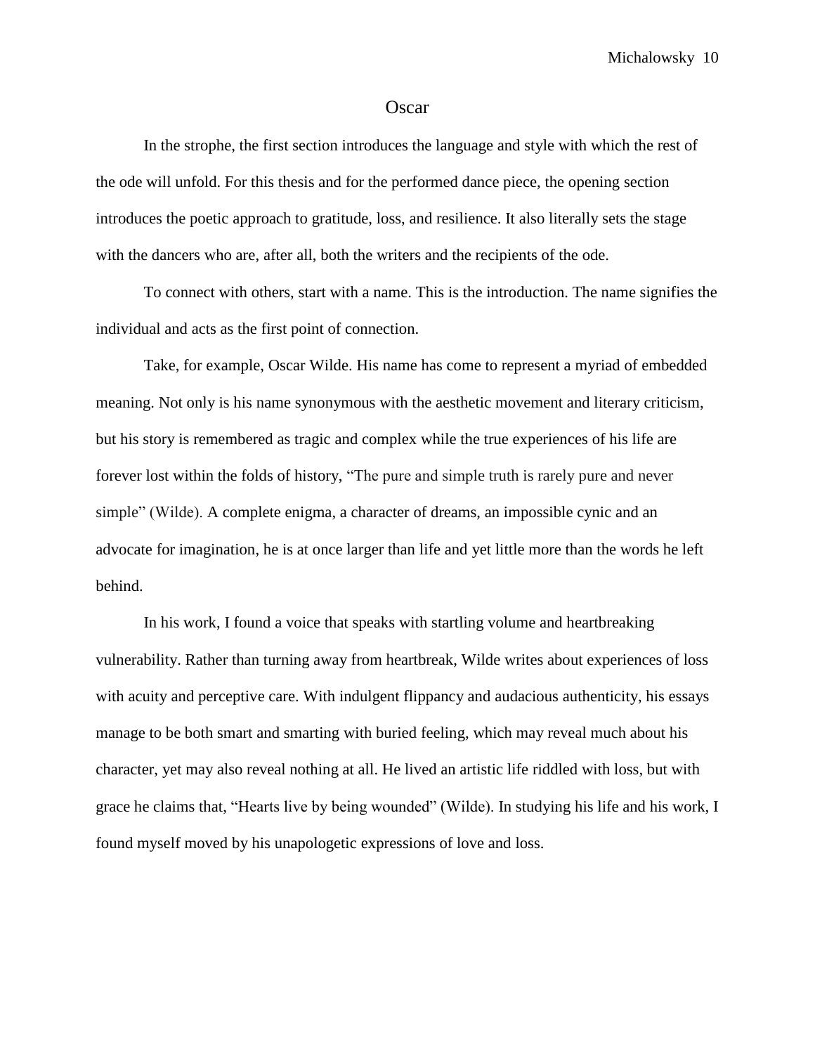## Oscar

In the strophe, the first section introduces the language and style with which the rest of the ode will unfold. For this thesis and for the performed dance piece, the opening section introduces the poetic approach to gratitude, loss, and resilience. It also literally sets the stage with the dancers who are, after all, both the writers and the recipients of the ode.

To connect with others, start with a name. This is the introduction. The name signifies the individual and acts as the first point of connection.

Take, for example, Oscar Wilde. His name has come to represent a myriad of embedded meaning. Not only is his name synonymous with the aesthetic movement and literary criticism, but his story is remembered as tragic and complex while the true experiences of his life are forever lost within the folds of history, "The pure and simple truth is rarely pure and never simple" (Wilde). A complete enigma, a character of dreams, an impossible cynic and an advocate for imagination, he is at once larger than life and yet little more than the words he left behind.

In his work, I found a voice that speaks with startling volume and heartbreaking vulnerability. Rather than turning away from heartbreak, Wilde writes about experiences of loss with acuity and perceptive care. With indulgent flippancy and audacious authenticity, his essays manage to be both smart and smarting with buried feeling, which may reveal much about his character, yet may also reveal nothing at all. He lived an artistic life riddled with loss, but with grace he claims that, "Hearts live by being wounded" (Wilde). In studying his life and his work, I found myself moved by his unapologetic expressions of love and loss.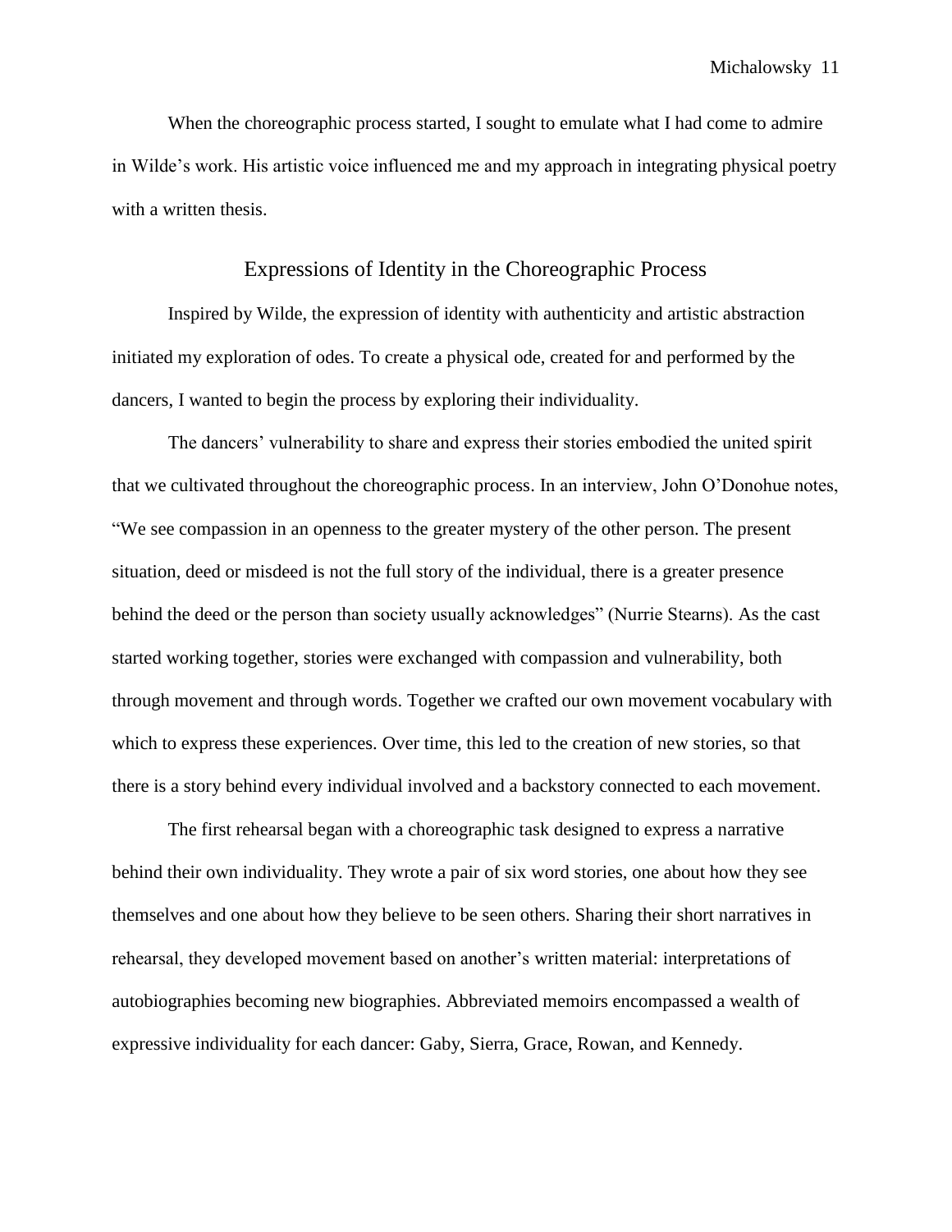When the choreographic process started, I sought to emulate what I had come to admire in Wilde's work. His artistic voice influenced me and my approach in integrating physical poetry with a written thesis.

## Expressions of Identity in the Choreographic Process

Inspired by Wilde, the expression of identity with authenticity and artistic abstraction initiated my exploration of odes. To create a physical ode, created for and performed by the dancers, I wanted to begin the process by exploring their individuality.

The dancers' vulnerability to share and express their stories embodied the united spirit that we cultivated throughout the choreographic process. In an interview, John O'Donohue notes, "We see compassion in an openness to the greater mystery of the other person. The present situation, deed or misdeed is not the full story of the individual, there is a greater presence behind the deed or the person than society usually acknowledges" (Nurrie Stearns). As the cast started working together, stories were exchanged with compassion and vulnerability, both through movement and through words. Together we crafted our own movement vocabulary with which to express these experiences. Over time, this led to the creation of new stories, so that there is a story behind every individual involved and a backstory connected to each movement.

The first rehearsal began with a choreographic task designed to express a narrative behind their own individuality. They wrote a pair of six word stories, one about how they see themselves and one about how they believe to be seen others. Sharing their short narratives in rehearsal, they developed movement based on another's written material: interpretations of autobiographies becoming new biographies. Abbreviated memoirs encompassed a wealth of expressive individuality for each dancer: Gaby, Sierra, Grace, Rowan, and Kennedy.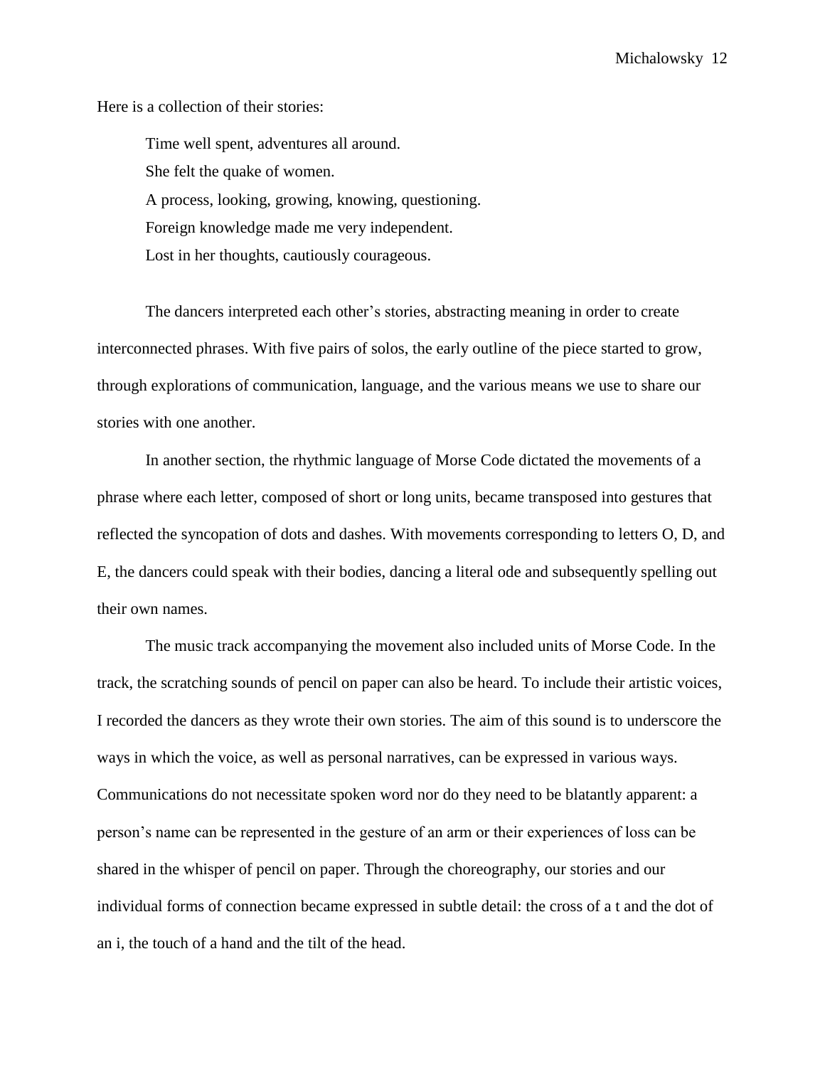Here is a collection of their stories:

> Time well spent, adventures all around.
> She felt the quake of women.
> A process, looking, growing, knowing, questioning.
> Foreign knowledge made me very independent.
> Lost in her thoughts, cautiously courageous.

The dancers interpreted each other's stories, abstracting meaning in order to create interconnected phrases. With five pairs of solos, the early outline of the piece started to grow, through explorations of communication, language, and the various means we use to share our stories with one another.

In another section, the rhythmic language of Morse Code dictated the movements of a phrase where each letter, composed of short or long units, became transposed into gestures that reflected the syncopation of dots and dashes. With movements corresponding to letters O, D, and E, the dancers could speak with their bodies, dancing a literal ode and subsequently spelling out their own names.

The music track accompanying the movement also included units of Morse Code. In the track, the scratching sounds of pencil on paper can also be heard. To include their artistic voices, I recorded the dancers as they wrote their own stories. The aim of this sound is to underscore the ways in which the voice, as well as personal narratives, can be expressed in various ways. Communications do not necessitate spoken word nor do they need to be blatantly apparent: a person's name can be represented in the gesture of an arm or their experiences of loss can be shared in the whisper of pencil on paper. Through the choreography, our stories and our individual forms of connection became expressed in subtle detail: the cross of a t and the dot of an i, the touch of a hand and the tilt of the head.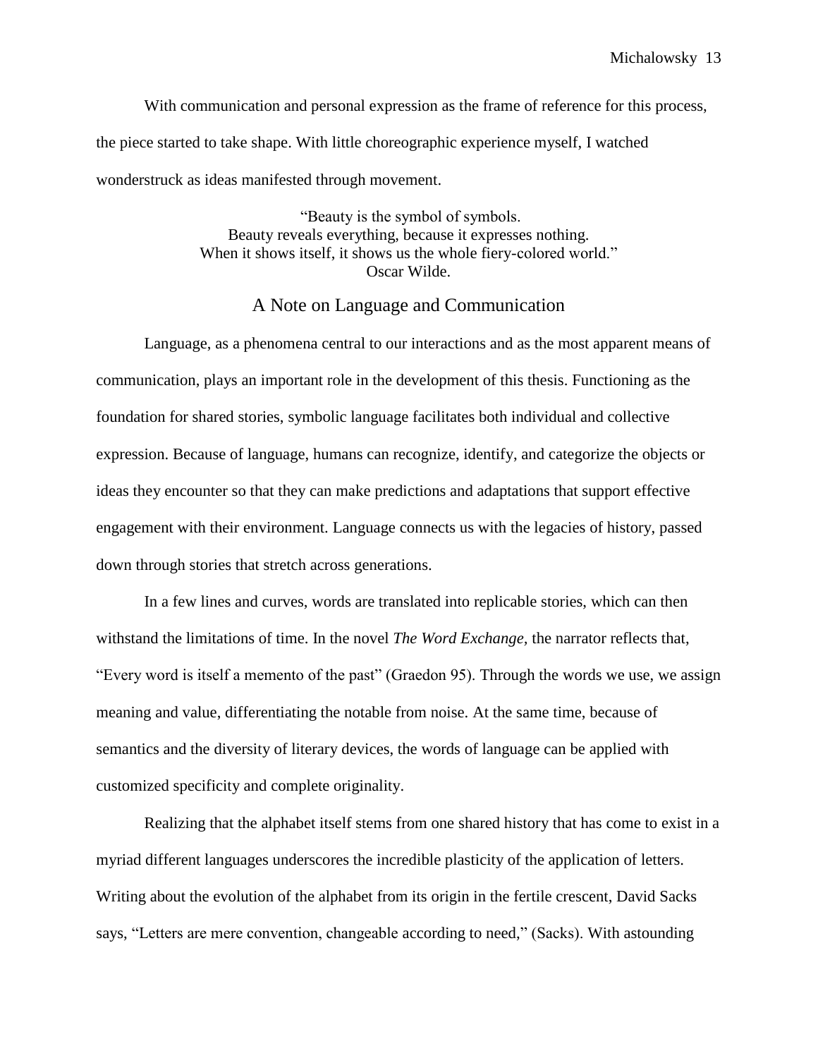With communication and personal expression as the frame of reference for this process, the piece started to take shape. With little choreographic experience myself, I watched wonderstruck as ideas manifested through movement.

> "Beauty is the symbol of symbols.
> Beauty reveals everything, because it expresses nothing.
> When it shows itself, it shows us the whole fiery-colored world."
> Oscar Wilde.

## A Note on Language and Communication

Language, as a phenomena central to our interactions and as the most apparent means of communication, plays an important role in the development of this thesis. Functioning as the foundation for shared stories, symbolic language facilitates both individual and collective expression. Because of language, humans can recognize, identify, and categorize the objects or ideas they encounter so that they can make predictions and adaptations that support effective engagement with their environment. Language connects us with the legacies of history, passed down through stories that stretch across generations.

In a few lines and curves, words are translated into replicable stories, which can then withstand the limitations of time. In the novel *The Word Exchange,* the narrator reflects that, "Every word is itself a memento of the past" (Graedon 95). Through the words we use, we assign meaning and value, differentiating the notable from noise. At the same time, because of semantics and the diversity of literary devices, the words of language can be applied with customized specificity and complete originality.

Realizing that the alphabet itself stems from one shared history that has come to exist in a myriad different languages underscores the incredible plasticity of the application of letters. Writing about the evolution of the alphabet from its origin in the fertile crescent, David Sacks says, "Letters are mere convention, changeable according to need," (Sacks). With astounding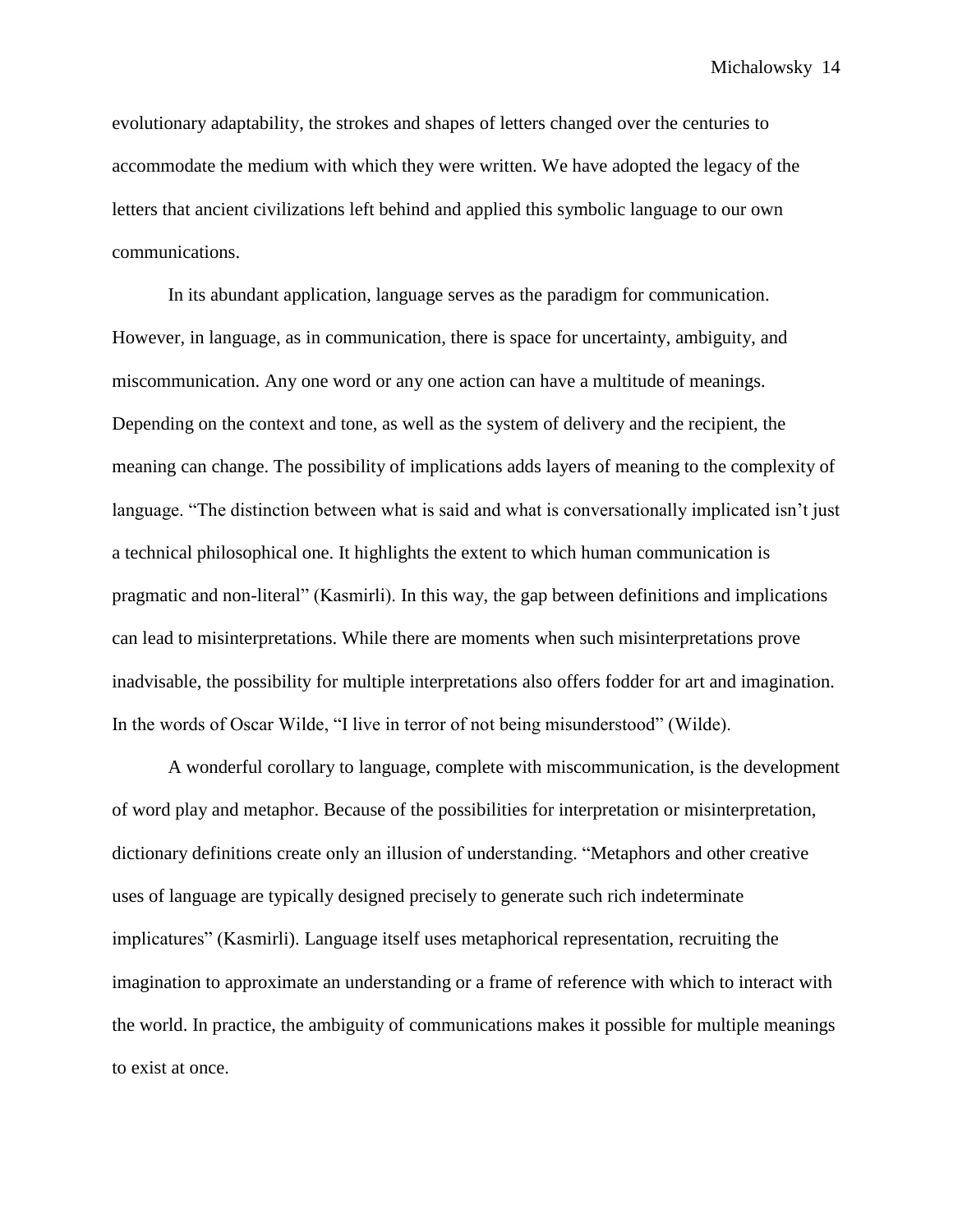evolutionary adaptability, the strokes and shapes of letters changed over the centuries to accommodate the medium with which they were written. We have adopted the legacy of the letters that ancient civilizations left behind and applied this symbolic language to our own communications.

In its abundant application, language serves as the paradigm for communication. However, in language, as in communication, there is space for uncertainty, ambiguity, and miscommunication. Any one word or any one action can have a multitude of meanings. Depending on the context and tone, as well as the system of delivery and the recipient, the meaning can change. The possibility of implications adds layers of meaning to the complexity of language. "The distinction between what is said and what is conversationally implicated isn't just a technical philosophical one. It highlights the extent to which human communication is pragmatic and non-literal" (Kasmirli). In this way, the gap between definitions and implications can lead to misinterpretations. While there are moments when such misinterpretations prove inadvisable, the possibility for multiple interpretations also offers fodder for art and imagination. In the words of Oscar Wilde, "I live in terror of not being misunderstood" (Wilde).

A wonderful corollary to language, complete with miscommunication, is the development of word play and metaphor. Because of the possibilities for interpretation or misinterpretation, dictionary definitions create only an illusion of understanding. "Metaphors and other creative uses of language are typically designed precisely to generate such rich indeterminate implicatures" (Kasmirli). Language itself uses metaphorical representation, recruiting the imagination to approximate an understanding or a frame of reference with which to interact with the world. In practice, the ambiguity of communications makes it possible for multiple meanings to exist at once.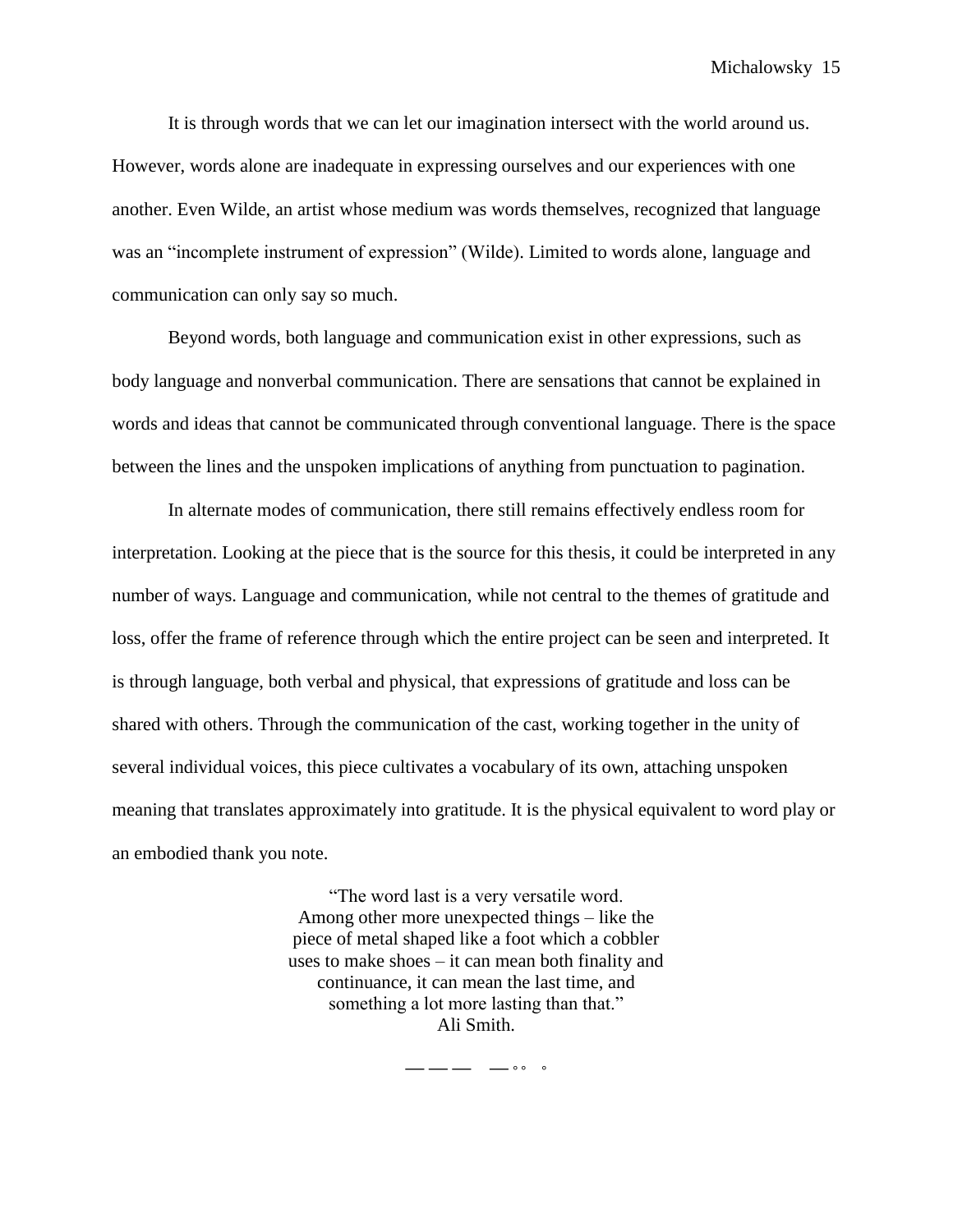It is through words that we can let our imagination intersect with the world around us. However, words alone are inadequate in expressing ourselves and our experiences with one another. Even Wilde, an artist whose medium was words themselves, recognized that language was an "incomplete instrument of expression" (Wilde). Limited to words alone, language and communication can only say so much.

Beyond words, both language and communication exist in other expressions, such as body language and nonverbal communication. There are sensations that cannot be explained in words and ideas that cannot be communicated through conventional language. There is the space between the lines and the unspoken implications of anything from punctuation to pagination.

In alternate modes of communication, there still remains effectively endless room for interpretation. Looking at the piece that is the source for this thesis, it could be interpreted in any number of ways. Language and communication, while not central to the themes of gratitude and loss, offer the frame of reference through which the entire project can be seen and interpreted. It is through language, both verbal and physical, that expressions of gratitude and loss can be shared with others. Through the communication of the cast, working together in the unity of several individual voices, this piece cultivates a vocabulary of its own, attaching unspoken meaning that translates approximately into gratitude. It is the physical equivalent to word play or an embodied thank you note.

> "The word last is a very versatile word.
> Among other more unexpected things – like the
> piece of metal shaped like a foot which a cobbler
> uses to make shoes – it can mean both finality and
> continuance, it can mean the last time, and
> something a lot more lasting than that."
> Ali Smith.

— — — — ∘ ∘ ∘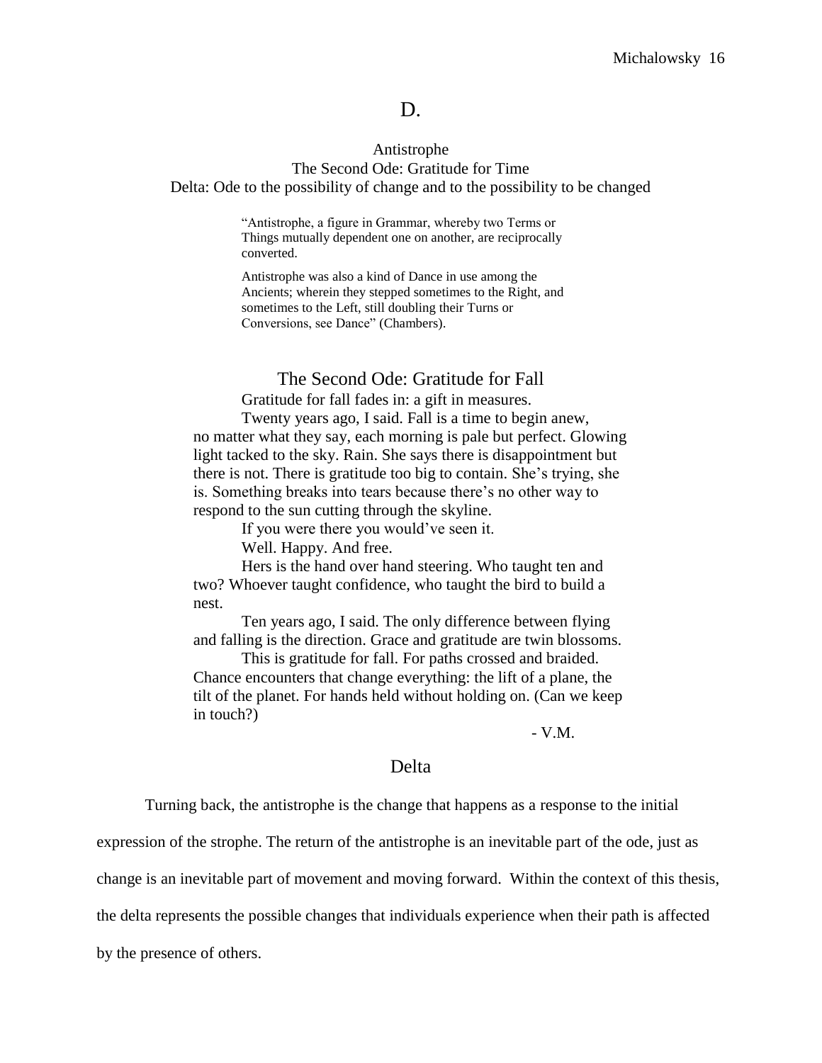# D.

## Antistrophe

### The Second Ode: Gratitude for Time

### Delta: Ode to the possibility of change and to the possibility to be changed

> "Antistrophe, a figure in Grammar, whereby two Terms or Things mutually dependent one on another, are reciprocally converted.
>
> Antistrophe was also a kind of Dance in use among the Ancients; wherein they stepped sometimes to the Right, and sometimes to the Left, still doubling their Turns or Conversions, see Dance" (Chambers).

## The Second Ode: Gratitude for Fall

Gratitude for fall fades in: a gift in measures.

Twenty years ago, I said. Fall is a time to begin anew, no matter what they say, each morning is pale but perfect. Glowing light tacked to the sky. Rain. She says there is disappointment but there is not. There is gratitude too big to contain. She's trying, she is. Something breaks into tears because there's no other way to respond to the sun cutting through the skyline.

If you were there you would've seen it.

Well. Happy. And free.

Hers is the hand over hand steering. Who taught ten and two? Whoever taught confidence, who taught the bird to build a nest.

Ten years ago, I said. The only difference between flying and falling is the direction. Grace and gratitude are twin blossoms.

This is gratitude for fall. For paths crossed and braided. Chance encounters that change everything: the lift of a plane, the tilt of the planet. For hands held without holding on. (Can we keep in touch?)

- V.M.

## Delta

Turning back, the antistrophe is the change that happens as a response to the initial expression of the strophe. The return of the antistrophe is an inevitable part of the ode, just as change is an inevitable part of movement and moving forward. Within the context of this thesis, the delta represents the possible changes that individuals experience when their path is affected by the presence of others.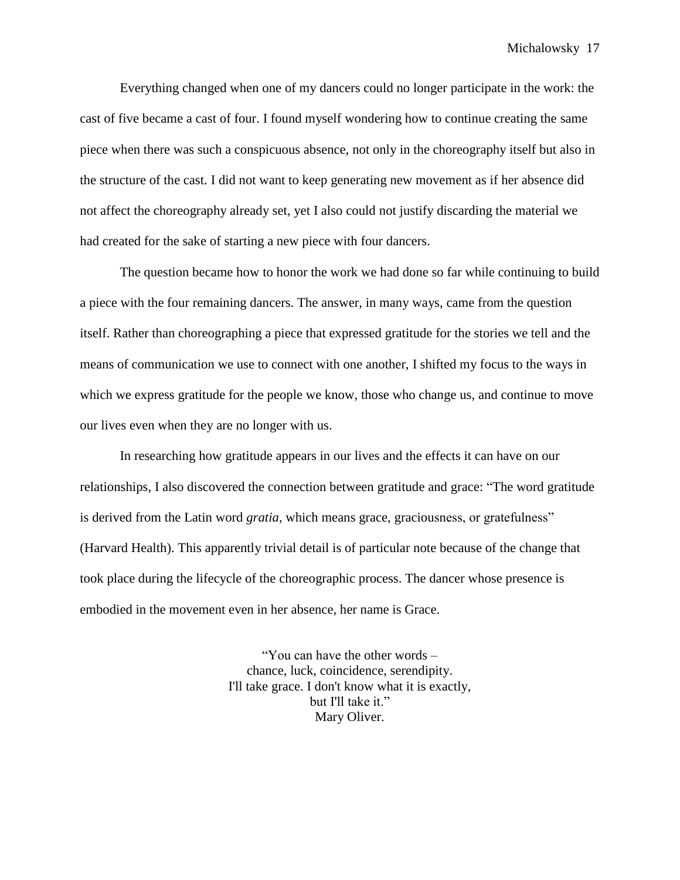Everything changed when one of my dancers could no longer participate in the work: the cast of five became a cast of four. I found myself wondering how to continue creating the same piece when there was such a conspicuous absence, not only in the choreography itself but also in the structure of the cast. I did not want to keep generating new movement as if her absence did not affect the choreography already set, yet I also could not justify discarding the material we had created for the sake of starting a new piece with four dancers.

The question became how to honor the work we had done so far while continuing to build a piece with the four remaining dancers. The answer, in many ways, came from the question itself. Rather than choreographing a piece that expressed gratitude for the stories we tell and the means of communication we use to connect with one another, I shifted my focus to the ways in which we express gratitude for the people we know, those who change us, and continue to move our lives even when they are no longer with us.

In researching how gratitude appears in our lives and the effects it can have on our relationships, I also discovered the connection between gratitude and grace: "The word gratitude is derived from the Latin word *gratia*, which means grace, graciousness, or gratefulness" (Harvard Health). This apparently trivial detail is of particular note because of the change that took place during the lifecycle of the choreographic process. The dancer whose presence is embodied in the movement even in her absence, her name is Grace.

> "You can have the other words –
> chance, luck, coincidence, serendipity.
> I'll take grace. I don't know what it is exactly,
> but I'll take it."
> Mary Oliver.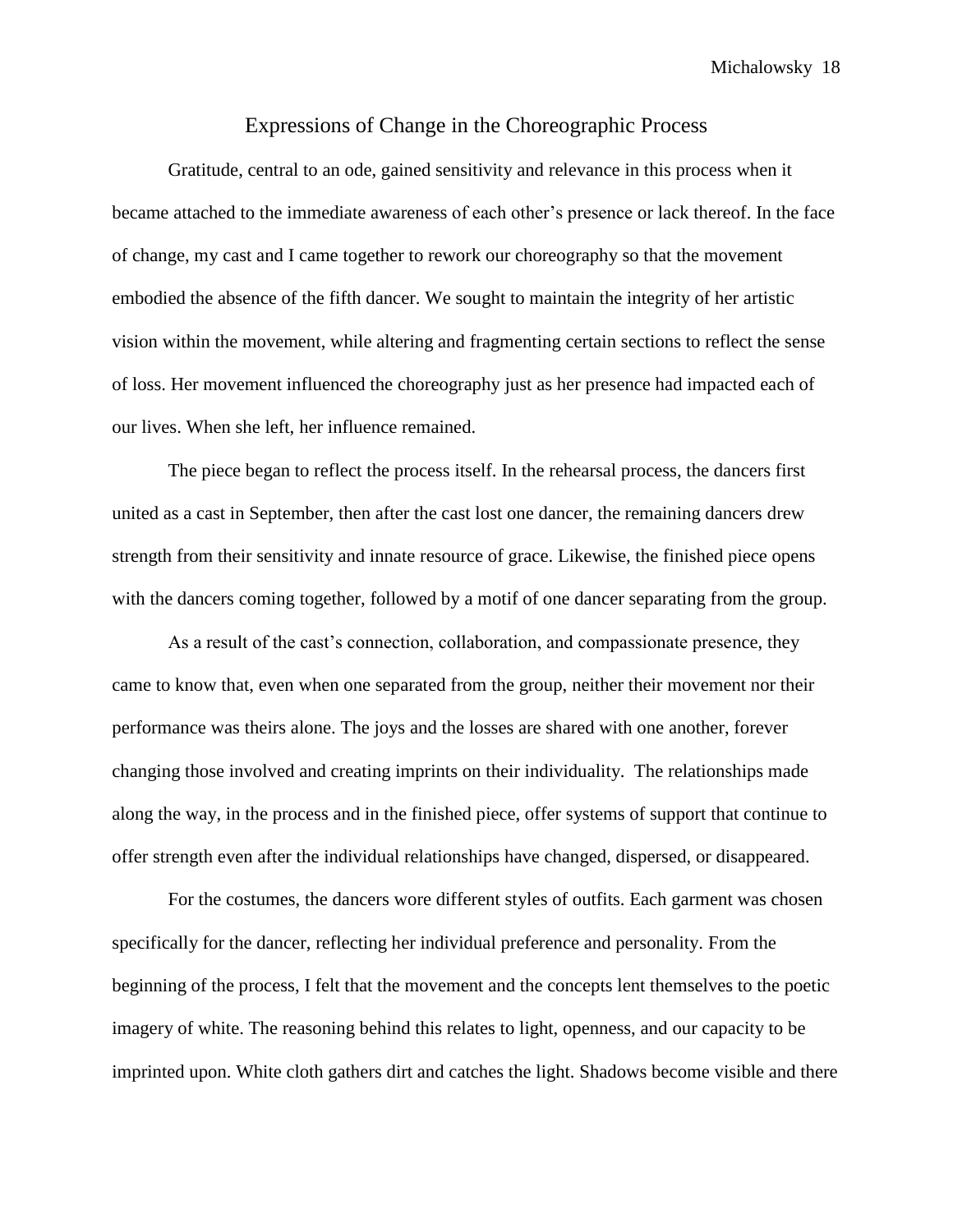## Expressions of Change in the Choreographic Process

Gratitude, central to an ode, gained sensitivity and relevance in this process when it became attached to the immediate awareness of each other's presence or lack thereof. In the face of change, my cast and I came together to rework our choreography so that the movement embodied the absence of the fifth dancer. We sought to maintain the integrity of her artistic vision within the movement, while altering and fragmenting certain sections to reflect the sense of loss. Her movement influenced the choreography just as her presence had impacted each of our lives. When she left, her influence remained.

The piece began to reflect the process itself. In the rehearsal process, the dancers first united as a cast in September, then after the cast lost one dancer, the remaining dancers drew strength from their sensitivity and innate resource of grace. Likewise, the finished piece opens with the dancers coming together, followed by a motif of one dancer separating from the group.

As a result of the cast's connection, collaboration, and compassionate presence, they came to know that, even when one separated from the group, neither their movement nor their performance was theirs alone. The joys and the losses are shared with one another, forever changing those involved and creating imprints on their individuality. The relationships made along the way, in the process and in the finished piece, offer systems of support that continue to offer strength even after the individual relationships have changed, dispersed, or disappeared.

For the costumes, the dancers wore different styles of outfits. Each garment was chosen specifically for the dancer, reflecting her individual preference and personality. From the beginning of the process, I felt that the movement and the concepts lent themselves to the poetic imagery of white. The reasoning behind this relates to light, openness, and our capacity to be imprinted upon. White cloth gathers dirt and catches the light. Shadows become visible and there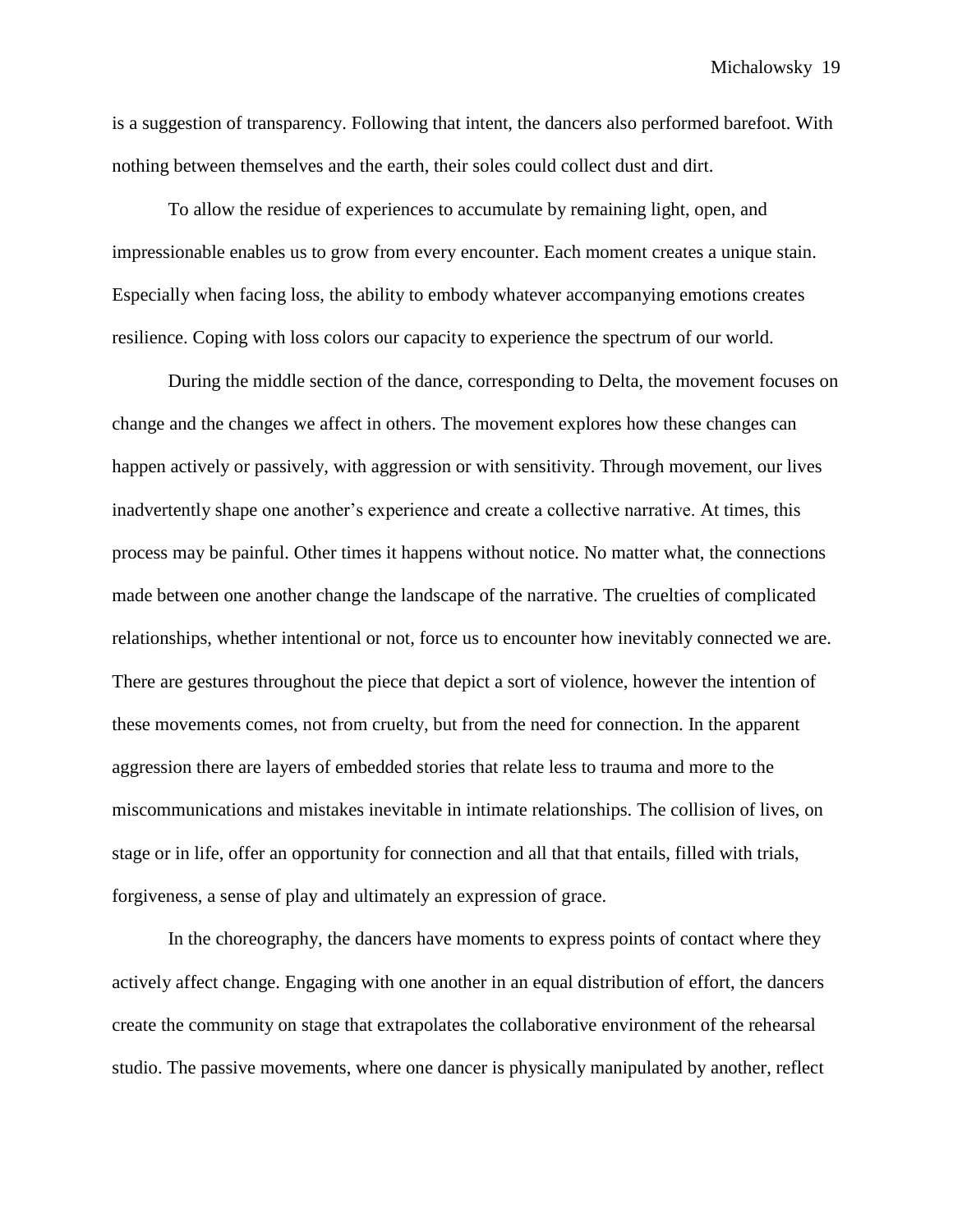is a suggestion of transparency. Following that intent, the dancers also performed barefoot. With nothing between themselves and the earth, their soles could collect dust and dirt.

To allow the residue of experiences to accumulate by remaining light, open, and impressionable enables us to grow from every encounter. Each moment creates a unique stain. Especially when facing loss, the ability to embody whatever accompanying emotions creates resilience. Coping with loss colors our capacity to experience the spectrum of our world.

During the middle section of the dance, corresponding to Delta, the movement focuses on change and the changes we affect in others. The movement explores how these changes can happen actively or passively, with aggression or with sensitivity. Through movement, our lives inadvertently shape one another's experience and create a collective narrative. At times, this process may be painful. Other times it happens without notice. No matter what, the connections made between one another change the landscape of the narrative. The cruelties of complicated relationships, whether intentional or not, force us to encounter how inevitably connected we are. There are gestures throughout the piece that depict a sort of violence, however the intention of these movements comes, not from cruelty, but from the need for connection. In the apparent aggression there are layers of embedded stories that relate less to trauma and more to the miscommunications and mistakes inevitable in intimate relationships. The collision of lives, on stage or in life, offer an opportunity for connection and all that that entails, filled with trials, forgiveness, a sense of play and ultimately an expression of grace.

In the choreography, the dancers have moments to express points of contact where they actively affect change. Engaging with one another in an equal distribution of effort, the dancers create the community on stage that extrapolates the collaborative environment of the rehearsal studio. The passive movements, where one dancer is physically manipulated by another, reflect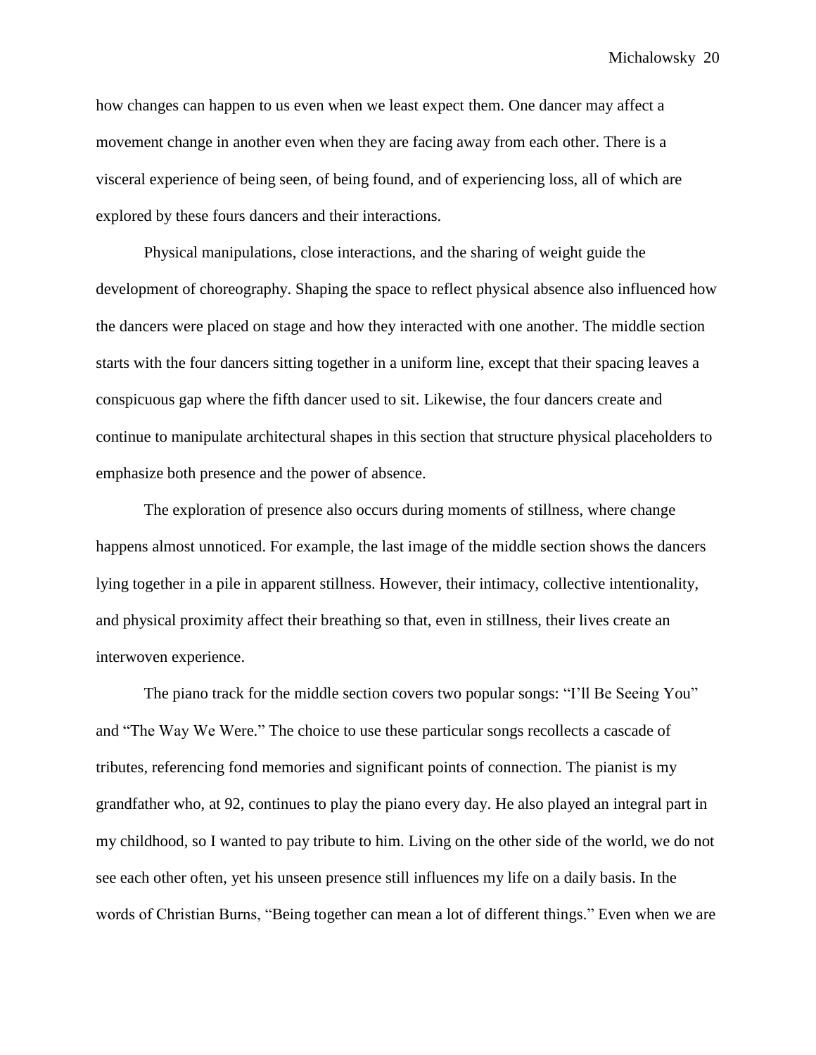how changes can happen to us even when we least expect them. One dancer may affect a movement change in another even when they are facing away from each other. There is a visceral experience of being seen, of being found, and of experiencing loss, all of which are explored by these fours dancers and their interactions.

Physical manipulations, close interactions, and the sharing of weight guide the development of choreography. Shaping the space to reflect physical absence also influenced how the dancers were placed on stage and how they interacted with one another. The middle section starts with the four dancers sitting together in a uniform line, except that their spacing leaves a conspicuous gap where the fifth dancer used to sit. Likewise, the four dancers create and continue to manipulate architectural shapes in this section that structure physical placeholders to emphasize both presence and the power of absence.

The exploration of presence also occurs during moments of stillness, where change happens almost unnoticed. For example, the last image of the middle section shows the dancers lying together in a pile in apparent stillness. However, their intimacy, collective intentionality, and physical proximity affect their breathing so that, even in stillness, their lives create an interwoven experience.

The piano track for the middle section covers two popular songs: "I'll Be Seeing You" and "The Way We Were." The choice to use these particular songs recollects a cascade of tributes, referencing fond memories and significant points of connection. The pianist is my grandfather who, at 92, continues to play the piano every day. He also played an integral part in my childhood, so I wanted to pay tribute to him. Living on the other side of the world, we do not see each other often, yet his unseen presence still influences my life on a daily basis. In the words of Christian Burns, "Being together can mean a lot of different things." Even when we are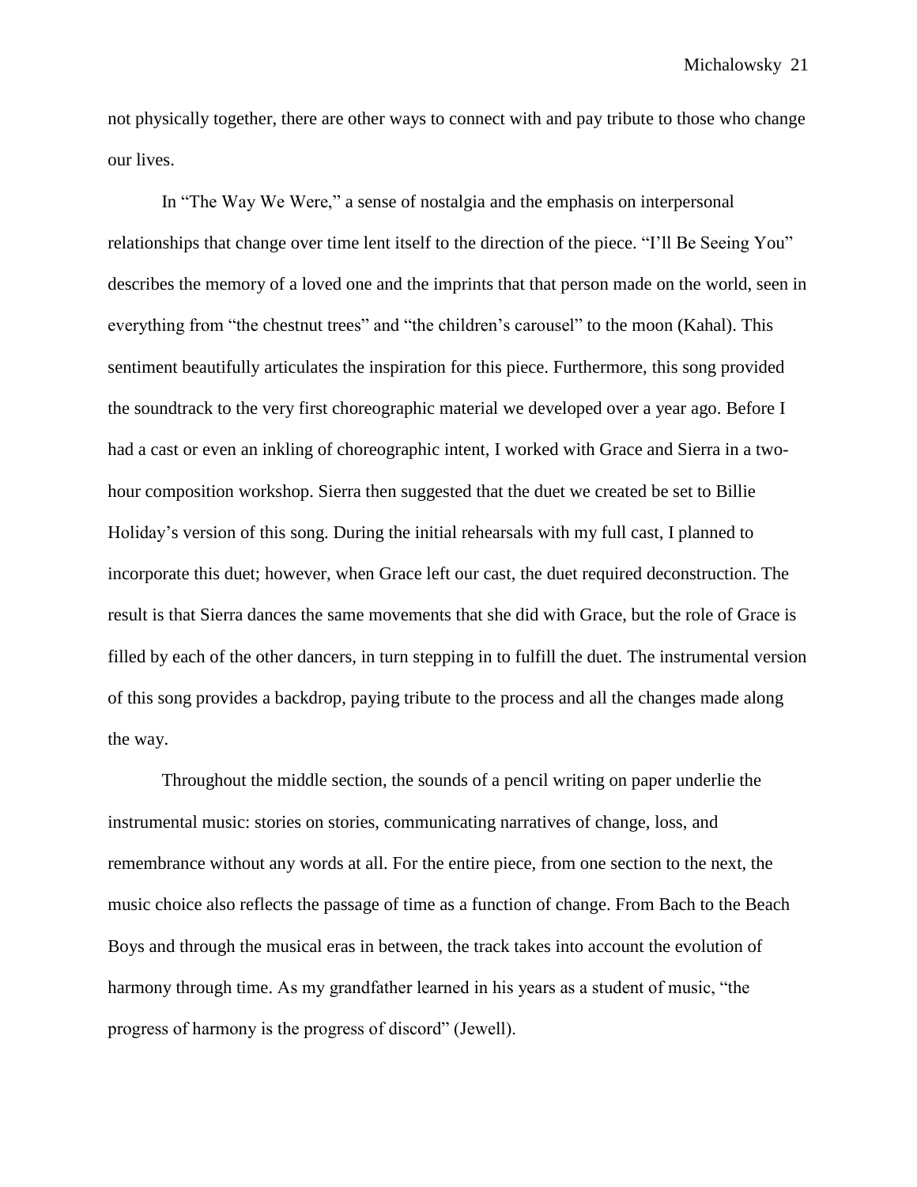not physically together, there are other ways to connect with and pay tribute to those who change our lives.

In "The Way We Were," a sense of nostalgia and the emphasis on interpersonal relationships that change over time lent itself to the direction of the piece. "I'll Be Seeing You" describes the memory of a loved one and the imprints that that person made on the world, seen in everything from "the chestnut trees" and "the children's carousel" to the moon (Kahal). This sentiment beautifully articulates the inspiration for this piece. Furthermore, this song provided the soundtrack to the very first choreographic material we developed over a year ago. Before I had a cast or even an inkling of choreographic intent, I worked with Grace and Sierra in a two-hour composition workshop. Sierra then suggested that the duet we created be set to Billie Holiday's version of this song. During the initial rehearsals with my full cast, I planned to incorporate this duet; however, when Grace left our cast, the duet required deconstruction. The result is that Sierra dances the same movements that she did with Grace, but the role of Grace is filled by each of the other dancers, in turn stepping in to fulfill the duet. The instrumental version of this song provides a backdrop, paying tribute to the process and all the changes made along the way.

Throughout the middle section, the sounds of a pencil writing on paper underlie the instrumental music: stories on stories, communicating narratives of change, loss, and remembrance without any words at all. For the entire piece, from one section to the next, the music choice also reflects the passage of time as a function of change. From Bach to the Beach Boys and through the musical eras in between, the track takes into account the evolution of harmony through time. As my grandfather learned in his years as a student of music, "the progress of harmony is the progress of discord" (Jewell).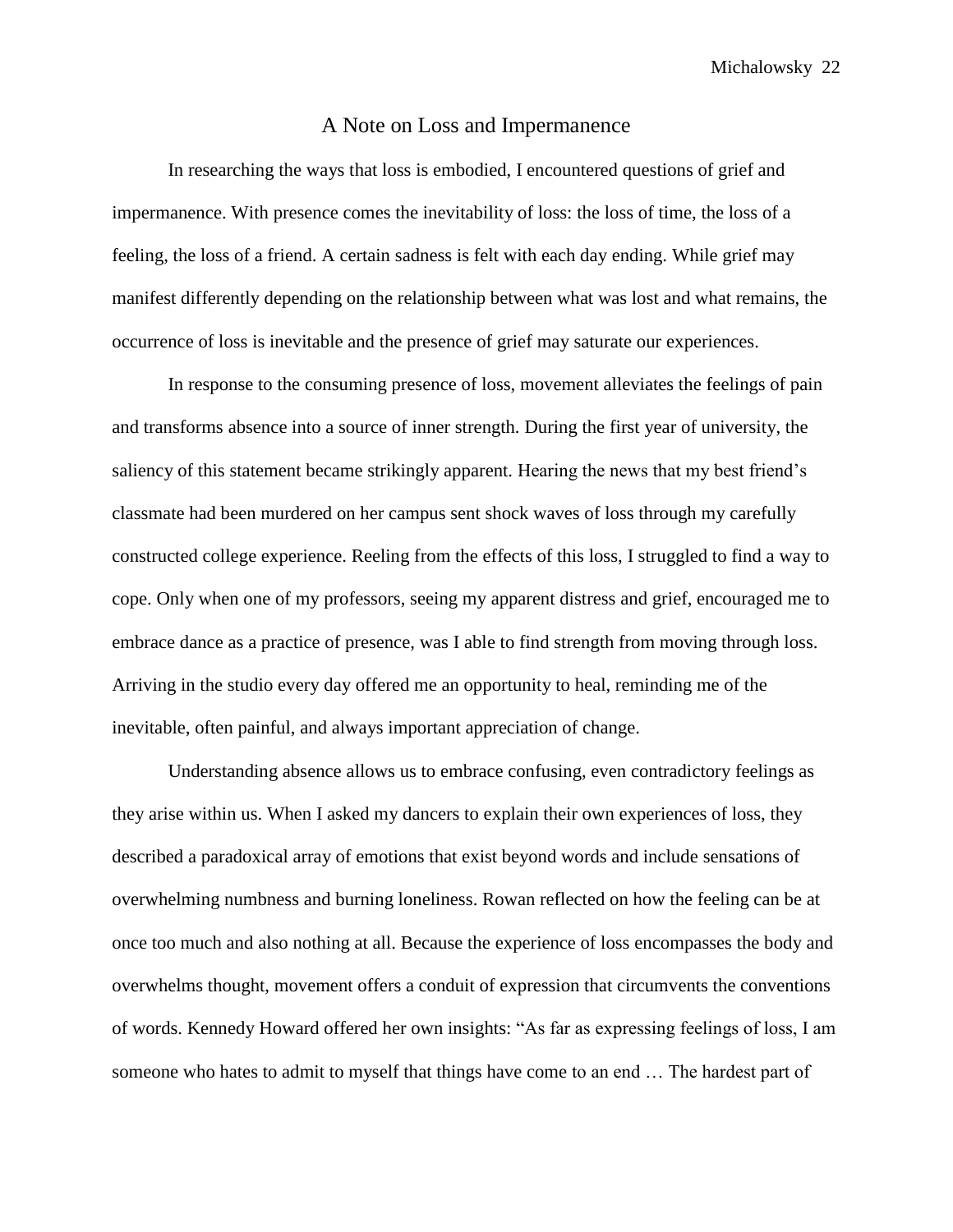## A Note on Loss and Impermanence

In researching the ways that loss is embodied, I encountered questions of grief and impermanence. With presence comes the inevitability of loss: the loss of time, the loss of a feeling, the loss of a friend. A certain sadness is felt with each day ending. While grief may manifest differently depending on the relationship between what was lost and what remains, the occurrence of loss is inevitable and the presence of grief may saturate our experiences.

In response to the consuming presence of loss, movement alleviates the feelings of pain and transforms absence into a source of inner strength. During the first year of university, the saliency of this statement became strikingly apparent. Hearing the news that my best friend's classmate had been murdered on her campus sent shock waves of loss through my carefully constructed college experience. Reeling from the effects of this loss, I struggled to find a way to cope. Only when one of my professors, seeing my apparent distress and grief, encouraged me to embrace dance as a practice of presence, was I able to find strength from moving through loss. Arriving in the studio every day offered me an opportunity to heal, reminding me of the inevitable, often painful, and always important appreciation of change.

Understanding absence allows us to embrace confusing, even contradictory feelings as they arise within us. When I asked my dancers to explain their own experiences of loss, they described a paradoxical array of emotions that exist beyond words and include sensations of overwhelming numbness and burning loneliness. Rowan reflected on how the feeling can be at once too much and also nothing at all. Because the experience of loss encompasses the body and overwhelms thought, movement offers a conduit of expression that circumvents the conventions of words. Kennedy Howard offered her own insights: "As far as expressing feelings of loss, I am someone who hates to admit to myself that things have come to an end … The hardest part of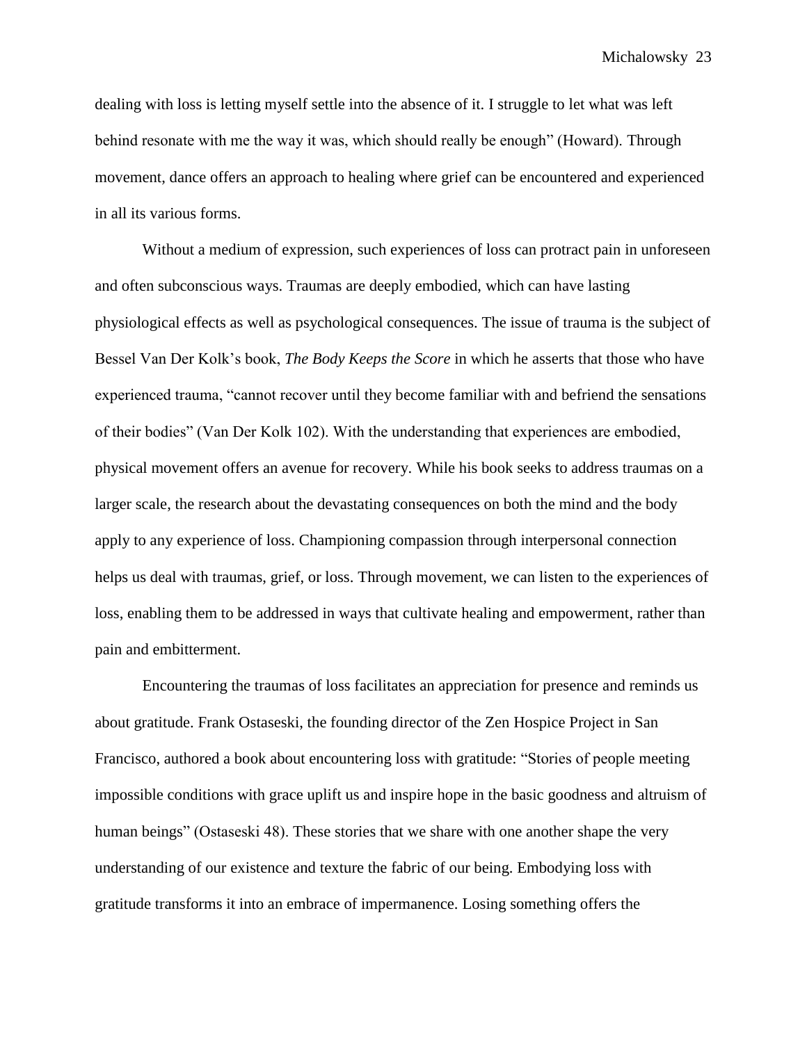dealing with loss is letting myself settle into the absence of it. I struggle to let what was left behind resonate with me the way it was, which should really be enough" (Howard). Through movement, dance offers an approach to healing where grief can be encountered and experienced in all its various forms.

Without a medium of expression, such experiences of loss can protract pain in unforeseen and often subconscious ways. Traumas are deeply embodied, which can have lasting physiological effects as well as psychological consequences. The issue of trauma is the subject of Bessel Van Der Kolk's book, *The Body Keeps the Score* in which he asserts that those who have experienced trauma, "cannot recover until they become familiar with and befriend the sensations of their bodies" (Van Der Kolk 102). With the understanding that experiences are embodied, physical movement offers an avenue for recovery. While his book seeks to address traumas on a larger scale, the research about the devastating consequences on both the mind and the body apply to any experience of loss. Championing compassion through interpersonal connection helps us deal with traumas, grief, or loss. Through movement, we can listen to the experiences of loss, enabling them to be addressed in ways that cultivate healing and empowerment, rather than pain and embitterment.

Encountering the traumas of loss facilitates an appreciation for presence and reminds us about gratitude. Frank Ostaseski, the founding director of the Zen Hospice Project in San Francisco, authored a book about encountering loss with gratitude: "Stories of people meeting impossible conditions with grace uplift us and inspire hope in the basic goodness and altruism of human beings" (Ostaseski 48). These stories that we share with one another shape the very understanding of our existence and texture the fabric of our being. Embodying loss with gratitude transforms it into an embrace of impermanence. Losing something offers the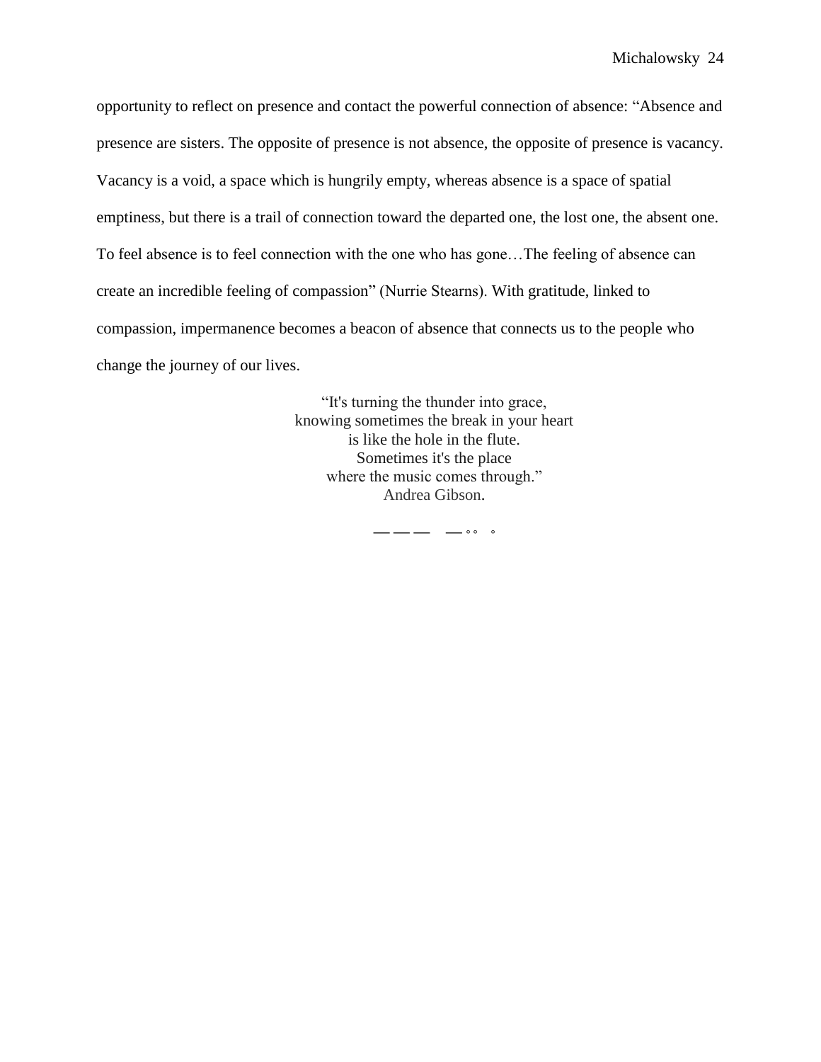opportunity to reflect on presence and contact the powerful connection of absence: "Absence and presence are sisters. The opposite of presence is not absence, the opposite of presence is vacancy. Vacancy is a void, a space which is hungrily empty, whereas absence is a space of spatial emptiness, but there is a trail of connection toward the departed one, the lost one, the absent one. To feel absence is to feel connection with the one who has gone…The feeling of absence can create an incredible feeling of compassion" (Nurrie Stearns). With gratitude, linked to compassion, impermanence becomes a beacon of absence that connects us to the people who change the journey of our lives.

<center>
"It's turning the thunder into grace,<br>
knowing sometimes the break in your heart<br>
is like the hole in the flute.<br>
Sometimes it's the place<br>
where the music comes through."<br>
Andrea Gibson.
</center>

<center>—— —— ——    —— ◦ ◦   ◦</center>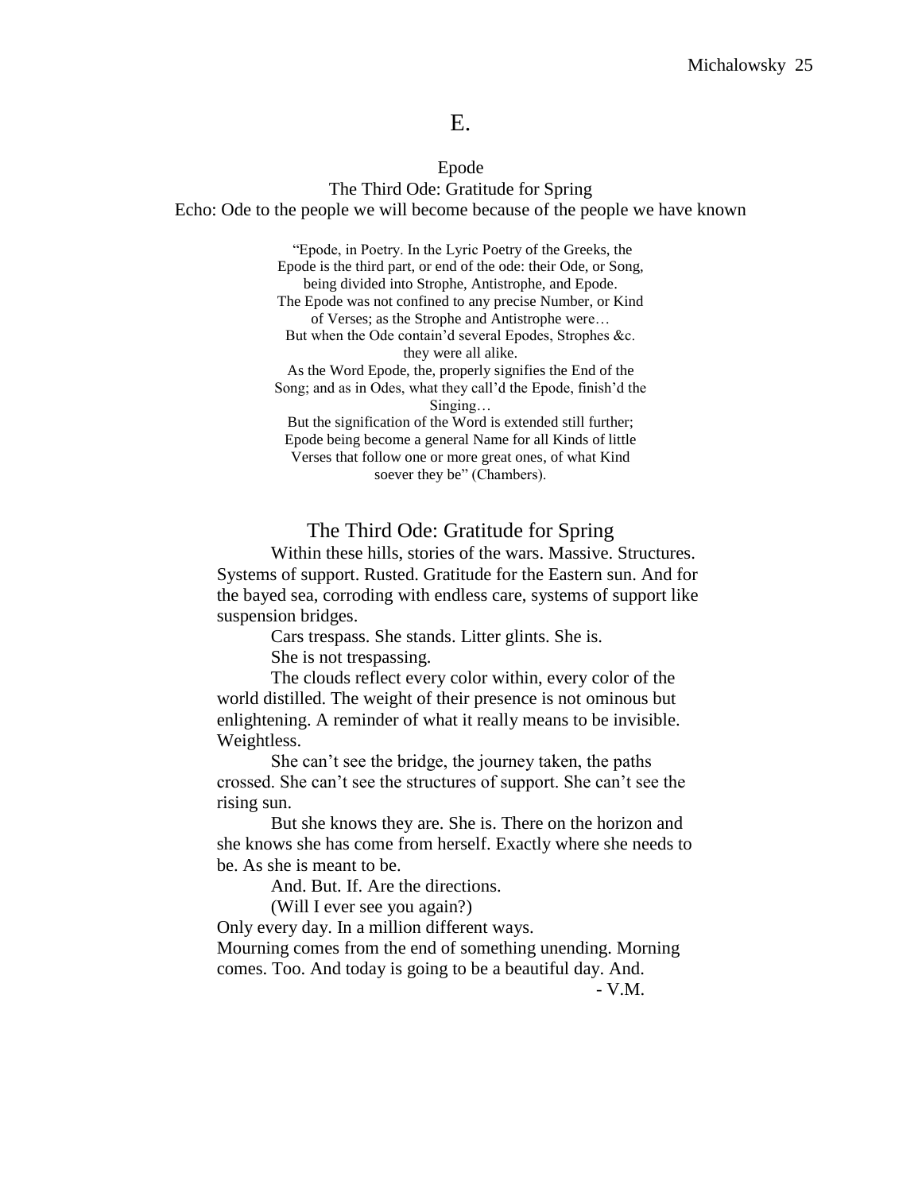# E.

## Epode
### The Third Ode: Gratitude for Spring
### Echo: Ode to the people we will become because of the people we have known

> "Epode, in Poetry. In the Lyric Poetry of the Greeks, the Epode is the third part, or end of the ode: their Ode, or Song, being divided into Strophe, Antistrophe, and Epode. The Epode was not confined to any precise Number, or Kind of Verses; as the Strophe and Antistrophe were… But when the Ode contain'd several Epodes, Strophes &c. they were all alike. As the Word Epode, the, properly signifies the End of the Song; and as in Odes, what they call'd the Epode, finish'd the Singing… But the signification of the Word is extended still further; Epode being become a general Name for all Kinds of little Verses that follow one or more great ones, of what Kind soever they be" (Chambers).

### The Third Ode: Gratitude for Spring

Within these hills, stories of the wars. Massive. Structures. Systems of support. Rusted. Gratitude for the Eastern sun. And for the bayed sea, corroding with endless care, systems of support like suspension bridges.

Cars trespass. She stands. Litter glints. She is.

She is not trespassing.

The clouds reflect every color within, every color of the world distilled. The weight of their presence is not ominous but enlightening. A reminder of what it really means to be invisible. Weightless.

She can't see the bridge, the journey taken, the paths crossed. She can't see the structures of support. She can't see the rising sun.

But she knows they are. She is. There on the horizon and she knows she has come from herself. Exactly where she needs to be. As she is meant to be.

And. But. If. Are the directions.

(Will I ever see you again?)

Only every day. In a million different ways.

Mourning comes from the end of something unending. Morning comes. Too. And today is going to be a beautiful day. And.

- V.M.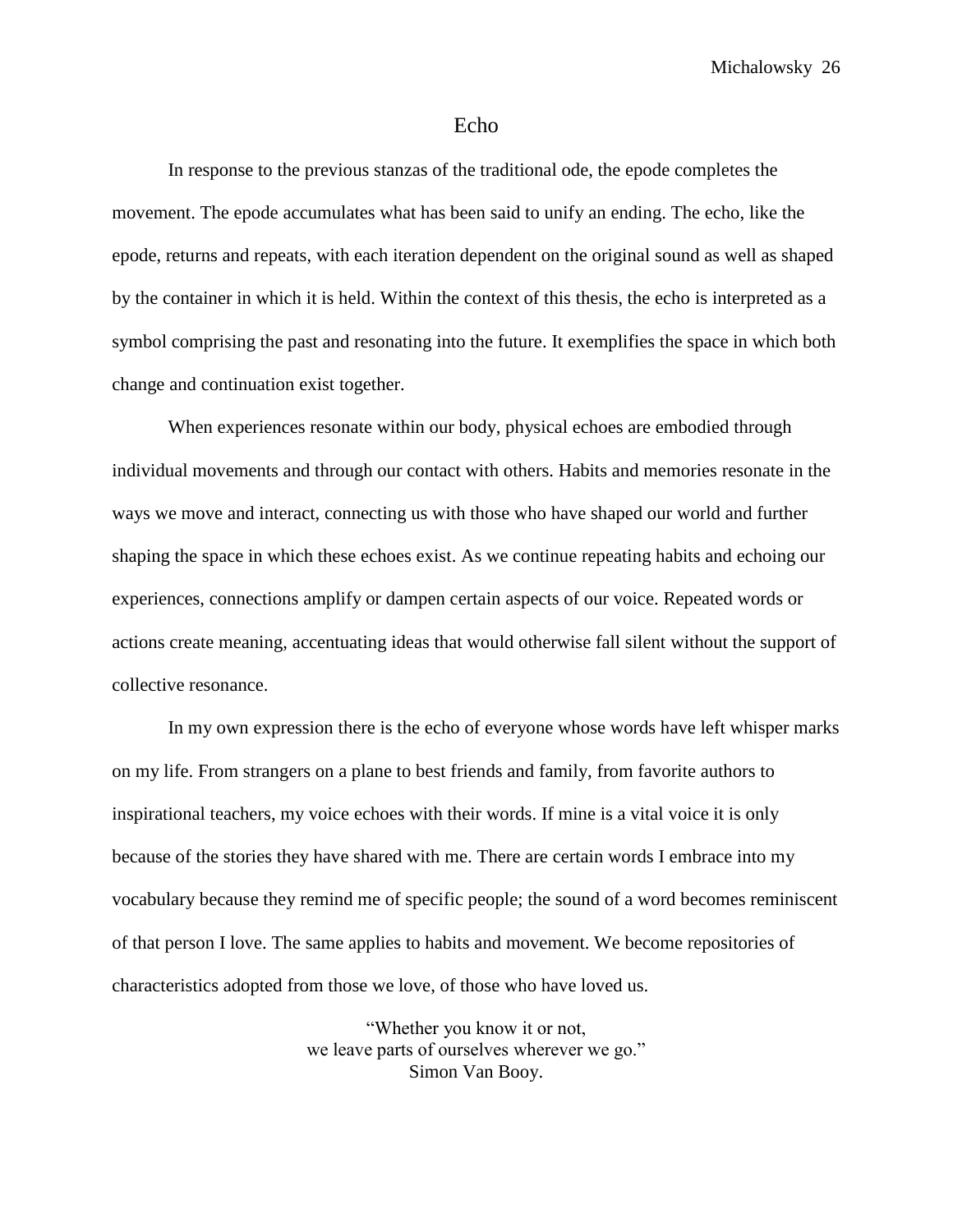# Echo

In response to the previous stanzas of the traditional ode, the epode completes the movement. The epode accumulates what has been said to unify an ending. The echo, like the epode, returns and repeats, with each iteration dependent on the original sound as well as shaped by the container in which it is held. Within the context of this thesis, the echo is interpreted as a symbol comprising the past and resonating into the future. It exemplifies the space in which both change and continuation exist together.

When experiences resonate within our body, physical echoes are embodied through individual movements and through our contact with others. Habits and memories resonate in the ways we move and interact, connecting us with those who have shaped our world and further shaping the space in which these echoes exist. As we continue repeating habits and echoing our experiences, connections amplify or dampen certain aspects of our voice. Repeated words or actions create meaning, accentuating ideas that would otherwise fall silent without the support of collective resonance.

In my own expression there is the echo of everyone whose words have left whisper marks on my life. From strangers on a plane to best friends and family, from favorite authors to inspirational teachers, my voice echoes with their words. If mine is a vital voice it is only because of the stories they have shared with me. There are certain words I embrace into my vocabulary because they remind me of specific people; the sound of a word becomes reminiscent of that person I love. The same applies to habits and movement. We become repositories of characteristics adopted from those we love, of those who have loved us.

> "Whether you know it or not,
> we leave parts of ourselves wherever we go."
> Simon Van Booy.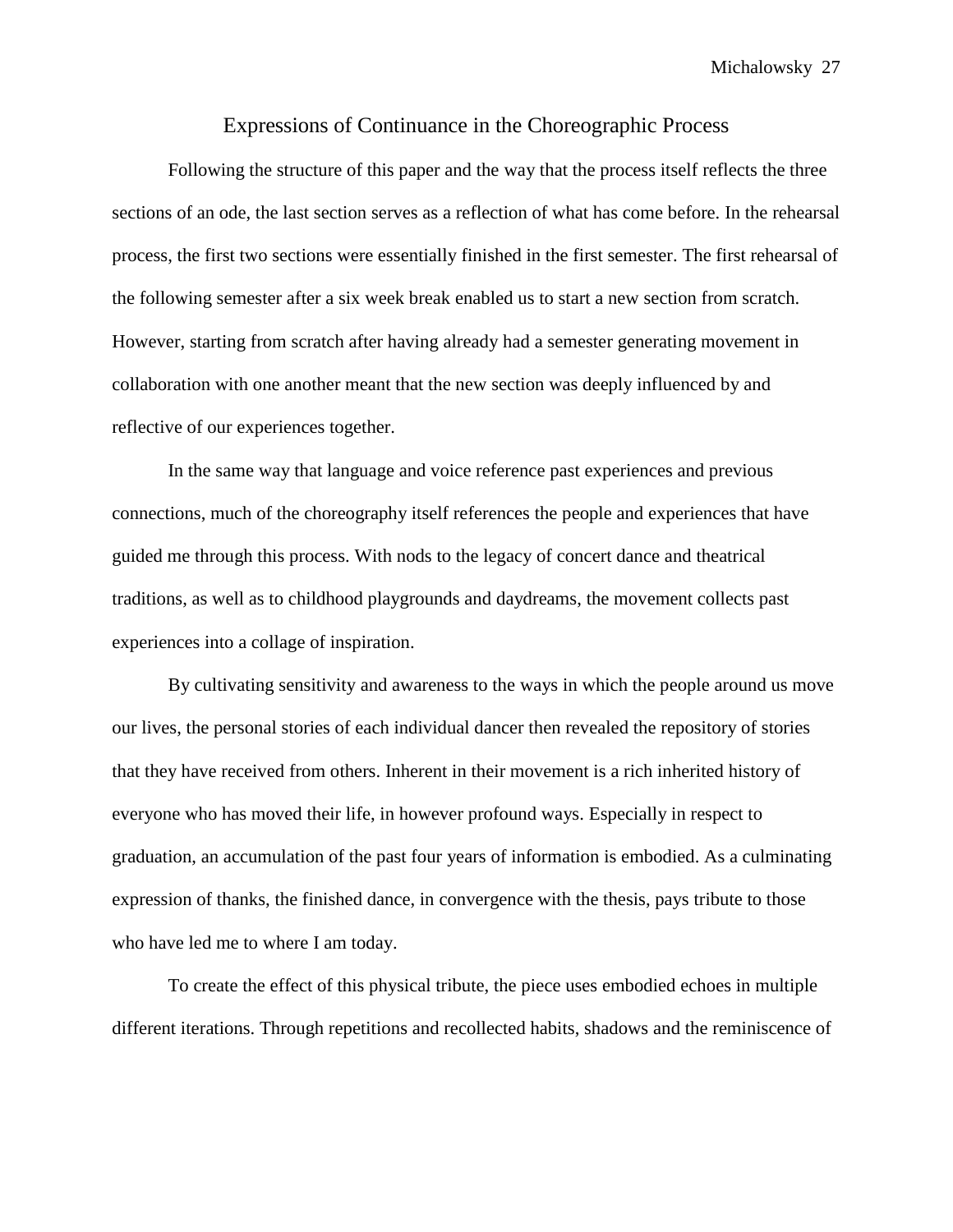## Expressions of Continuance in the Choreographic Process

Following the structure of this paper and the way that the process itself reflects the three sections of an ode, the last section serves as a reflection of what has come before. In the rehearsal process, the first two sections were essentially finished in the first semester. The first rehearsal of the following semester after a six week break enabled us to start a new section from scratch. However, starting from scratch after having already had a semester generating movement in collaboration with one another meant that the new section was deeply influenced by and reflective of our experiences together.

In the same way that language and voice reference past experiences and previous connections, much of the choreography itself references the people and experiences that have guided me through this process. With nods to the legacy of concert dance and theatrical traditions, as well as to childhood playgrounds and daydreams, the movement collects past experiences into a collage of inspiration.

By cultivating sensitivity and awareness to the ways in which the people around us move our lives, the personal stories of each individual dancer then revealed the repository of stories that they have received from others. Inherent in their movement is a rich inherited history of everyone who has moved their life, in however profound ways. Especially in respect to graduation, an accumulation of the past four years of information is embodied. As a culminating expression of thanks, the finished dance, in convergence with the thesis, pays tribute to those who have led me to where I am today.

To create the effect of this physical tribute, the piece uses embodied echoes in multiple different iterations. Through repetitions and recollected habits, shadows and the reminiscence of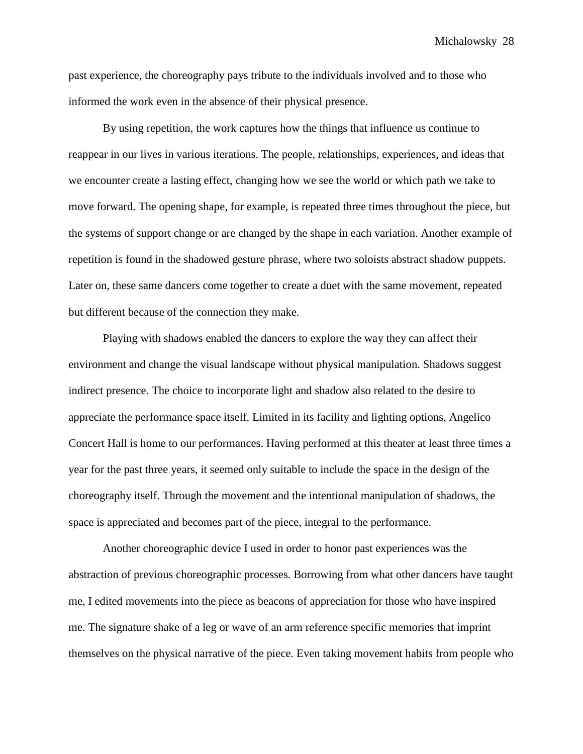past experience, the choreography pays tribute to the individuals involved and to those who informed the work even in the absence of their physical presence.

By using repetition, the work captures how the things that influence us continue to reappear in our lives in various iterations. The people, relationships, experiences, and ideas that we encounter create a lasting effect, changing how we see the world or which path we take to move forward. The opening shape, for example, is repeated three times throughout the piece, but the systems of support change or are changed by the shape in each variation. Another example of repetition is found in the shadowed gesture phrase, where two soloists abstract shadow puppets. Later on, these same dancers come together to create a duet with the same movement, repeated but different because of the connection they make.

Playing with shadows enabled the dancers to explore the way they can affect their environment and change the visual landscape without physical manipulation. Shadows suggest indirect presence. The choice to incorporate light and shadow also related to the desire to appreciate the performance space itself. Limited in its facility and lighting options, Angelico Concert Hall is home to our performances. Having performed at this theater at least three times a year for the past three years, it seemed only suitable to include the space in the design of the choreography itself. Through the movement and the intentional manipulation of shadows, the space is appreciated and becomes part of the piece, integral to the performance.

Another choreographic device I used in order to honor past experiences was the abstraction of previous choreographic processes. Borrowing from what other dancers have taught me, I edited movements into the piece as beacons of appreciation for those who have inspired me. The signature shake of a leg or wave of an arm reference specific memories that imprint themselves on the physical narrative of the piece. Even taking movement habits from people who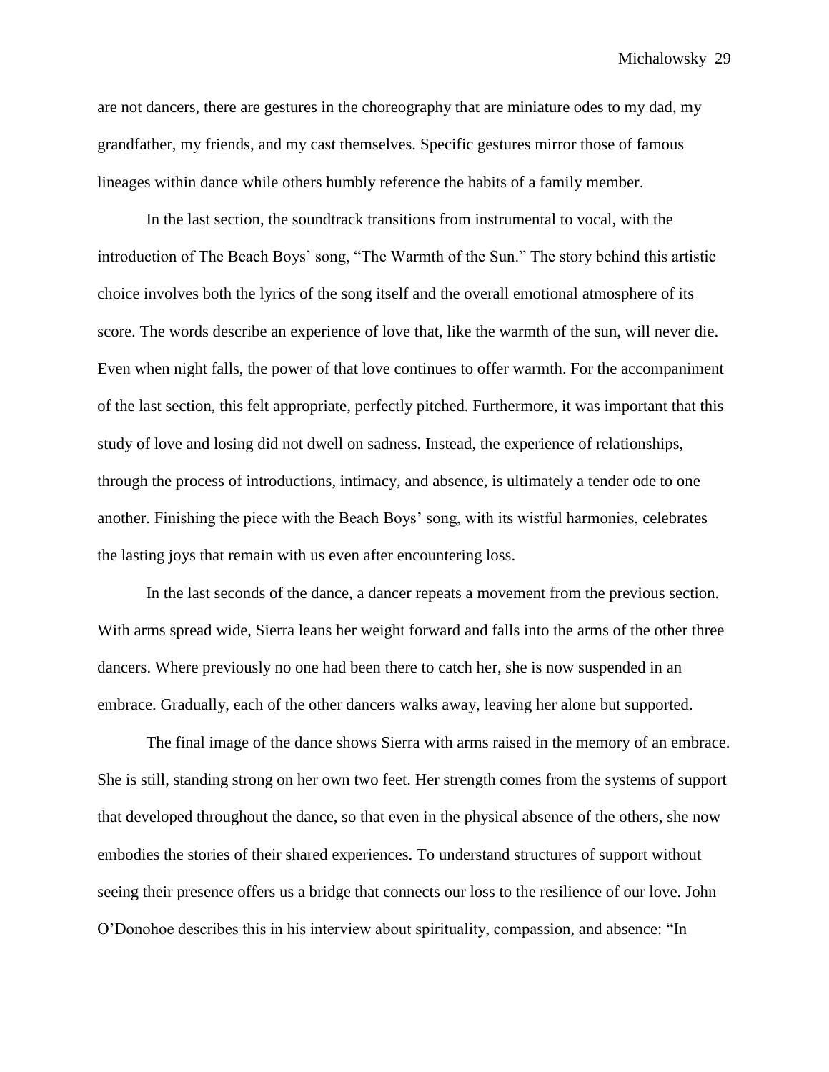are not dancers, there are gestures in the choreography that are miniature odes to my dad, my grandfather, my friends, and my cast themselves. Specific gestures mirror those of famous lineages within dance while others humbly reference the habits of a family member.

In the last section, the soundtrack transitions from instrumental to vocal, with the introduction of The Beach Boys' song, "The Warmth of the Sun." The story behind this artistic choice involves both the lyrics of the song itself and the overall emotional atmosphere of its score. The words describe an experience of love that, like the warmth of the sun, will never die. Even when night falls, the power of that love continues to offer warmth. For the accompaniment of the last section, this felt appropriate, perfectly pitched. Furthermore, it was important that this study of love and losing did not dwell on sadness. Instead, the experience of relationships, through the process of introductions, intimacy, and absence, is ultimately a tender ode to one another. Finishing the piece with the Beach Boys' song, with its wistful harmonies, celebrates the lasting joys that remain with us even after encountering loss.

In the last seconds of the dance, a dancer repeats a movement from the previous section. With arms spread wide, Sierra leans her weight forward and falls into the arms of the other three dancers. Where previously no one had been there to catch her, she is now suspended in an embrace. Gradually, each of the other dancers walks away, leaving her alone but supported.

The final image of the dance shows Sierra with arms raised in the memory of an embrace. She is still, standing strong on her own two feet. Her strength comes from the systems of support that developed throughout the dance, so that even in the physical absence of the others, she now embodies the stories of their shared experiences. To understand structures of support without seeing their presence offers us a bridge that connects our loss to the resilience of our love. John O'Donohoe describes this in his interview about spirituality, compassion, and absence: "In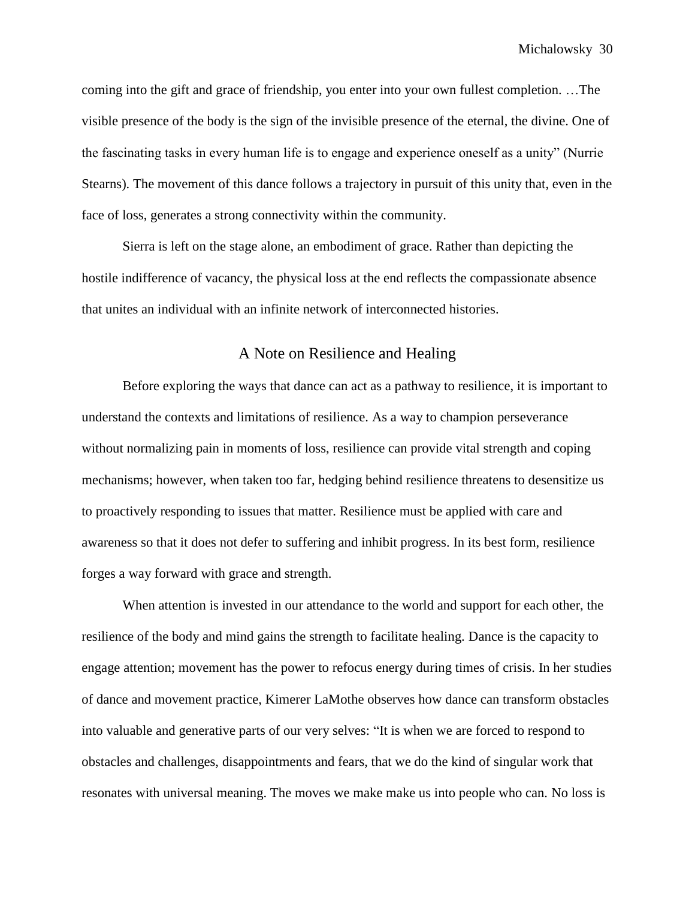coming into the gift and grace of friendship, you enter into your own fullest completion. …The visible presence of the body is the sign of the invisible presence of the eternal, the divine. One of the fascinating tasks in every human life is to engage and experience oneself as a unity" (Nurrie Stearns). The movement of this dance follows a trajectory in pursuit of this unity that, even in the face of loss, generates a strong connectivity within the community.

Sierra is left on the stage alone, an embodiment of grace. Rather than depicting the hostile indifference of vacancy, the physical loss at the end reflects the compassionate absence that unites an individual with an infinite network of interconnected histories.

## A Note on Resilience and Healing

Before exploring the ways that dance can act as a pathway to resilience, it is important to understand the contexts and limitations of resilience. As a way to champion perseverance without normalizing pain in moments of loss, resilience can provide vital strength and coping mechanisms; however, when taken too far, hedging behind resilience threatens to desensitize us to proactively responding to issues that matter. Resilience must be applied with care and awareness so that it does not defer to suffering and inhibit progress. In its best form, resilience forges a way forward with grace and strength.

When attention is invested in our attendance to the world and support for each other, the resilience of the body and mind gains the strength to facilitate healing. Dance is the capacity to engage attention; movement has the power to refocus energy during times of crisis. In her studies of dance and movement practice, Kimerer LaMothe observes how dance can transform obstacles into valuable and generative parts of our very selves: "It is when we are forced to respond to obstacles and challenges, disappointments and fears, that we do the kind of singular work that resonates with universal meaning. The moves we make make us into people who can. No loss is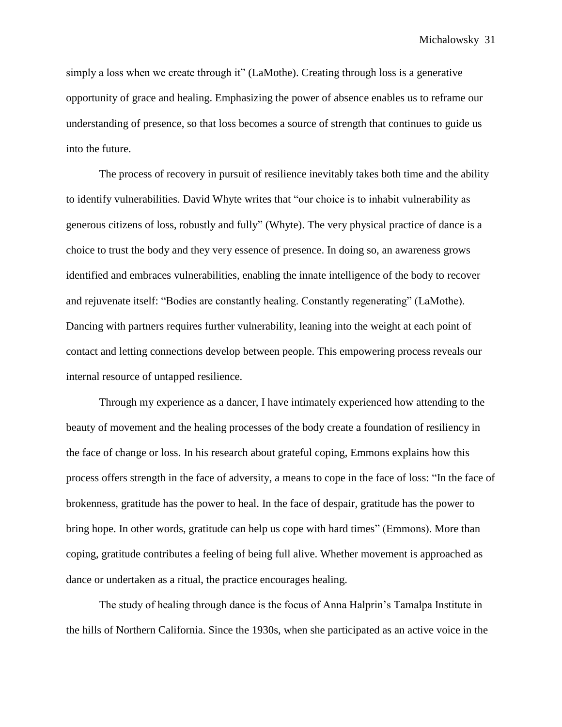simply a loss when we create through it" (LaMothe). Creating through loss is a generative opportunity of grace and healing. Emphasizing the power of absence enables us to reframe our understanding of presence, so that loss becomes a source of strength that continues to guide us into the future.

The process of recovery in pursuit of resilience inevitably takes both time and the ability to identify vulnerabilities. David Whyte writes that "our choice is to inhabit vulnerability as generous citizens of loss, robustly and fully" (Whyte). The very physical practice of dance is a choice to trust the body and they very essence of presence. In doing so, an awareness grows identified and embraces vulnerabilities, enabling the innate intelligence of the body to recover and rejuvenate itself: "Bodies are constantly healing. Constantly regenerating" (LaMothe). Dancing with partners requires further vulnerability, leaning into the weight at each point of contact and letting connections develop between people. This empowering process reveals our internal resource of untapped resilience.

Through my experience as a dancer, I have intimately experienced how attending to the beauty of movement and the healing processes of the body create a foundation of resiliency in the face of change or loss. In his research about grateful coping, Emmons explains how this process offers strength in the face of adversity, a means to cope in the face of loss: "In the face of brokenness, gratitude has the power to heal. In the face of despair, gratitude has the power to bring hope. In other words, gratitude can help us cope with hard times" (Emmons). More than coping, gratitude contributes a feeling of being full alive. Whether movement is approached as dance or undertaken as a ritual, the practice encourages healing.

The study of healing through dance is the focus of Anna Halprin's Tamalpa Institute in the hills of Northern California. Since the 1930s, when she participated as an active voice in the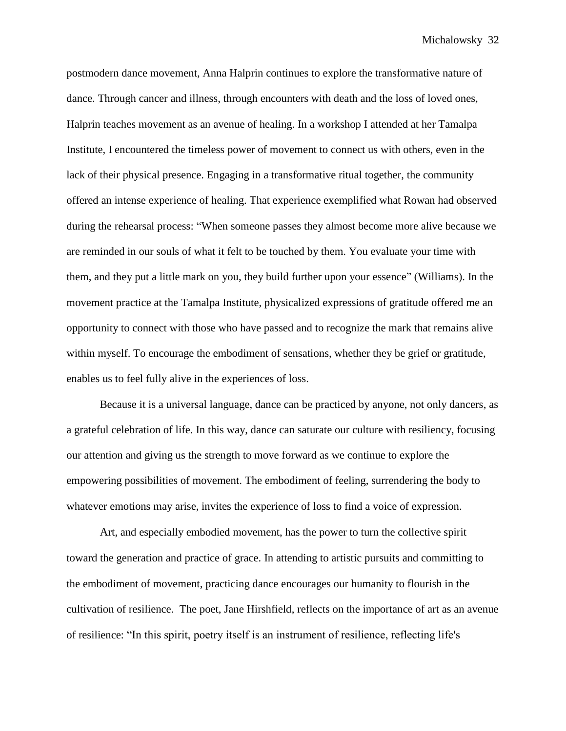postmodern dance movement, Anna Halprin continues to explore the transformative nature of dance. Through cancer and illness, through encounters with death and the loss of loved ones, Halprin teaches movement as an avenue of healing. In a workshop I attended at her Tamalpa Institute, I encountered the timeless power of movement to connect us with others, even in the lack of their physical presence. Engaging in a transformative ritual together, the community offered an intense experience of healing. That experience exemplified what Rowan had observed during the rehearsal process: "When someone passes they almost become more alive because we are reminded in our souls of what it felt to be touched by them. You evaluate your time with them, and they put a little mark on you, they build further upon your essence" (Williams). In the movement practice at the Tamalpa Institute, physicalized expressions of gratitude offered me an opportunity to connect with those who have passed and to recognize the mark that remains alive within myself. To encourage the embodiment of sensations, whether they be grief or gratitude, enables us to feel fully alive in the experiences of loss.

Because it is a universal language, dance can be practiced by anyone, not only dancers, as a grateful celebration of life. In this way, dance can saturate our culture with resiliency, focusing our attention and giving us the strength to move forward as we continue to explore the empowering possibilities of movement. The embodiment of feeling, surrendering the body to whatever emotions may arise, invites the experience of loss to find a voice of expression.

Art, and especially embodied movement, has the power to turn the collective spirit toward the generation and practice of grace. In attending to artistic pursuits and committing to the embodiment of movement, practicing dance encourages our humanity to flourish in the cultivation of resilience. The poet, Jane Hirshfield, reflects on the importance of art as an avenue of resilience: "In this spirit, poetry itself is an instrument of resilience, reflecting life's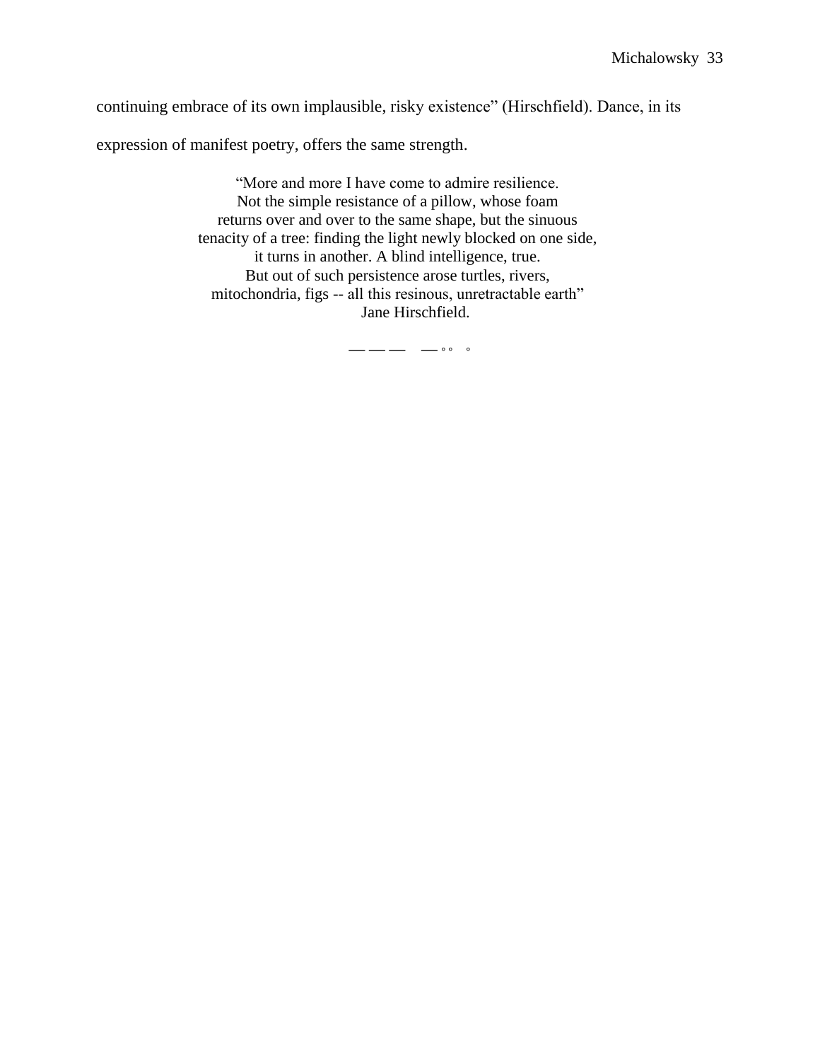continuing embrace of its own implausible, risky existence" (Hirschfield). Dance, in its expression of manifest poetry, offers the same strength.

> "More and more I have come to admire resilience.
> Not the simple resistance of a pillow, whose foam
> returns over and over to the same shape, but the sinuous
> tenacity of a tree: finding the light newly blocked on one side,
> it turns in another. A blind intelligence, true.
> But out of such persistence arose turtles, rivers,
> mitochondria, figs -- all this resinous, unretractable earth"
> Jane Hirschfield.

— — —   — ◦ ◦   ◦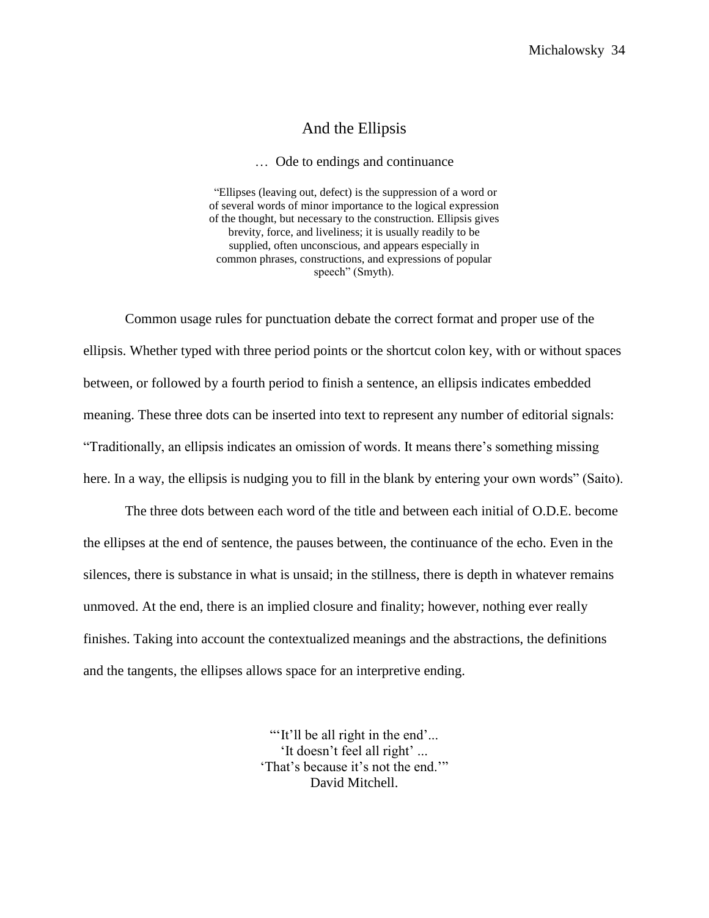# And the Ellipsis

… Ode to endings and continuance

"Ellipses (leaving out, defect) is the suppression of a word or of several words of minor importance to the logical expression of the thought, but necessary to the construction. Ellipsis gives brevity, force, and liveliness; it is usually readily to be supplied, often unconscious, and appears especially in common phrases, constructions, and expressions of popular speech" (Smyth).

Common usage rules for punctuation debate the correct format and proper use of the ellipsis. Whether typed with three period points or the shortcut colon key, with or without spaces between, or followed by a fourth period to finish a sentence, an ellipsis indicates embedded meaning. These three dots can be inserted into text to represent any number of editorial signals: "Traditionally, an ellipsis indicates an omission of words. It means there's something missing here. In a way, the ellipsis is nudging you to fill in the blank by entering your own words" (Saito).

The three dots between each word of the title and between each initial of O.D.E. become the ellipses at the end of sentence, the pauses between, the continuance of the echo. Even in the silences, there is substance in what is unsaid; in the stillness, there is depth in whatever remains unmoved. At the end, there is an implied closure and finality; however, nothing ever really finishes. Taking into account the contextualized meanings and the abstractions, the definitions and the tangents, the ellipses allows space for an interpretive ending.

"'It'll be all right in the end'...
'It doesn't feel all right' ...
'That's because it's not the end.'"
David Mitchell.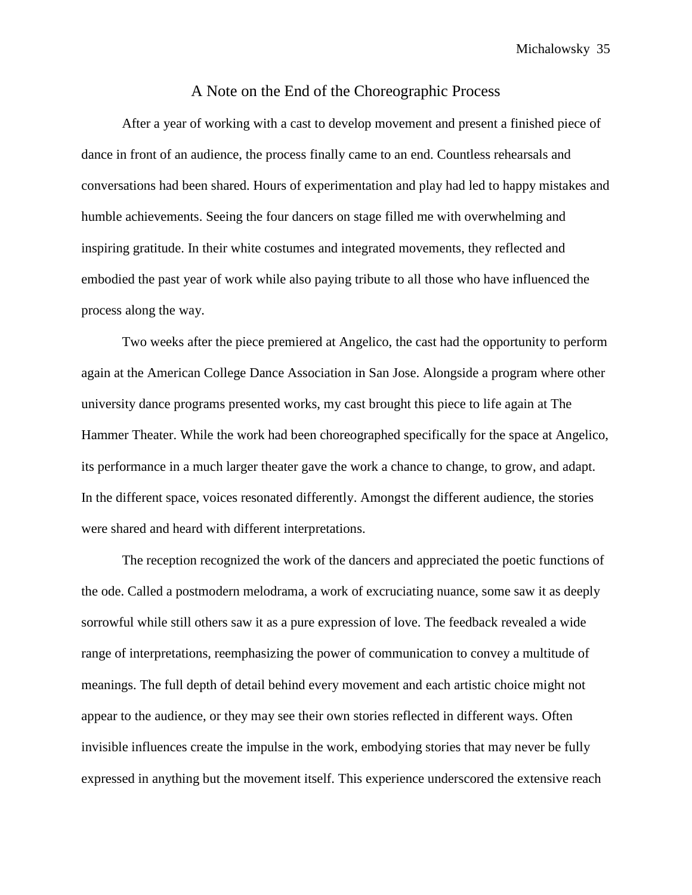## A Note on the End of the Choreographic Process

After a year of working with a cast to develop movement and present a finished piece of dance in front of an audience, the process finally came to an end. Countless rehearsals and conversations had been shared. Hours of experimentation and play had led to happy mistakes and humble achievements. Seeing the four dancers on stage filled me with overwhelming and inspiring gratitude. In their white costumes and integrated movements, they reflected and embodied the past year of work while also paying tribute to all those who have influenced the process along the way.

Two weeks after the piece premiered at Angelico, the cast had the opportunity to perform again at the American College Dance Association in San Jose. Alongside a program where other university dance programs presented works, my cast brought this piece to life again at The Hammer Theater. While the work had been choreographed specifically for the space at Angelico, its performance in a much larger theater gave the work a chance to change, to grow, and adapt. In the different space, voices resonated differently. Amongst the different audience, the stories were shared and heard with different interpretations.

The reception recognized the work of the dancers and appreciated the poetic functions of the ode. Called a postmodern melodrama, a work of excruciating nuance, some saw it as deeply sorrowful while still others saw it as a pure expression of love. The feedback revealed a wide range of interpretations, reemphasizing the power of communication to convey a multitude of meanings. The full depth of detail behind every movement and each artistic choice might not appear to the audience, or they may see their own stories reflected in different ways. Often invisible influences create the impulse in the work, embodying stories that may never be fully expressed in anything but the movement itself. This experience underscored the extensive reach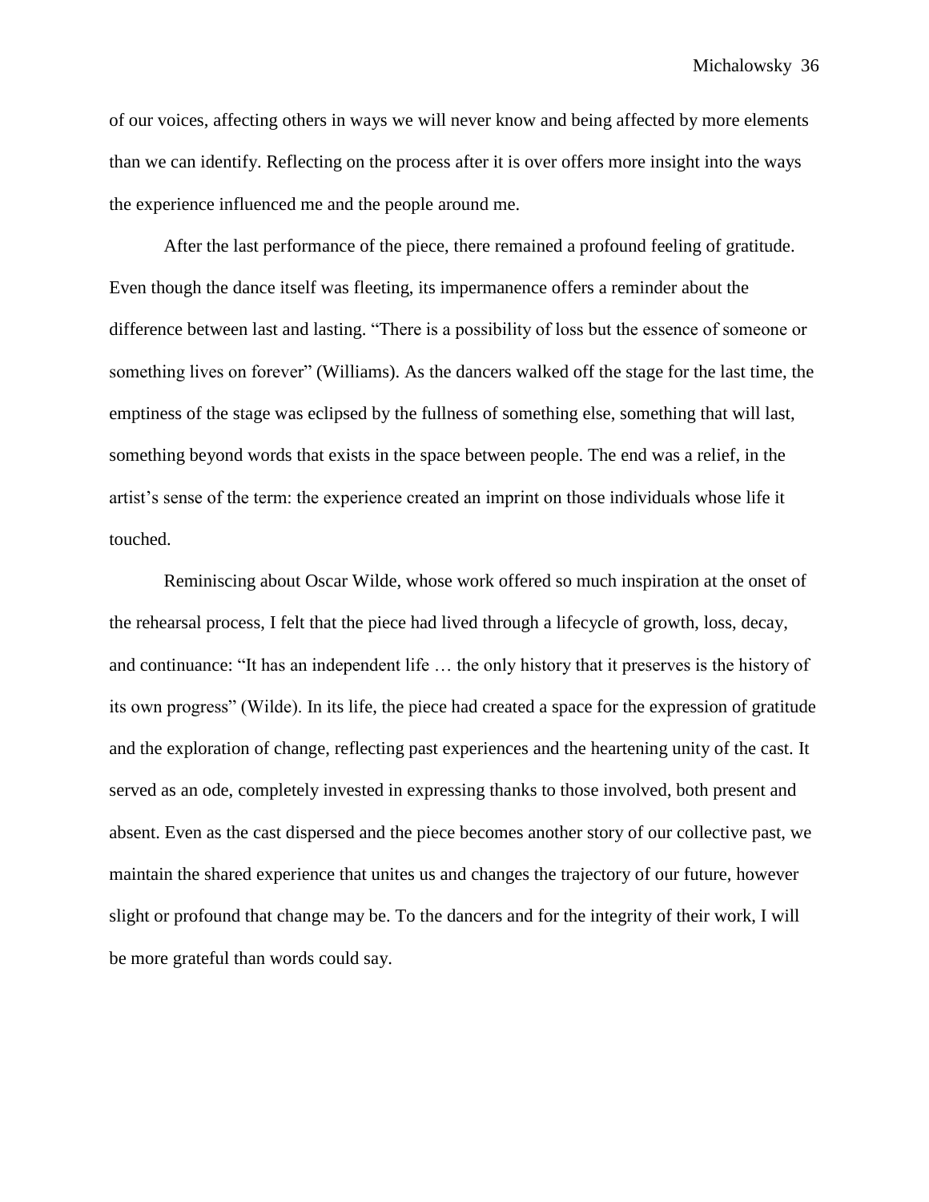of our voices, affecting others in ways we will never know and being affected by more elements than we can identify. Reflecting on the process after it is over offers more insight into the ways the experience influenced me and the people around me.

After the last performance of the piece, there remained a profound feeling of gratitude. Even though the dance itself was fleeting, its impermanence offers a reminder about the difference between last and lasting. “There is a possibility of loss but the essence of someone or something lives on forever” (Williams). As the dancers walked off the stage for the last time, the emptiness of the stage was eclipsed by the fullness of something else, something that will last, something beyond words that exists in the space between people. The end was a relief, in the artist’s sense of the term: the experience created an imprint on those individuals whose life it touched.

Reminiscing about Oscar Wilde, whose work offered so much inspiration at the onset of the rehearsal process, I felt that the piece had lived through a lifecycle of growth, loss, decay, and continuance: “It has an independent life … the only history that it preserves is the history of its own progress” (Wilde). In its life, the piece had created a space for the expression of gratitude and the exploration of change, reflecting past experiences and the heartening unity of the cast. It served as an ode, completely invested in expressing thanks to those involved, both present and absent. Even as the cast dispersed and the piece becomes another story of our collective past, we maintain the shared experience that unites us and changes the trajectory of our future, however slight or profound that change may be. To the dancers and for the integrity of their work, I will be more grateful than words could say.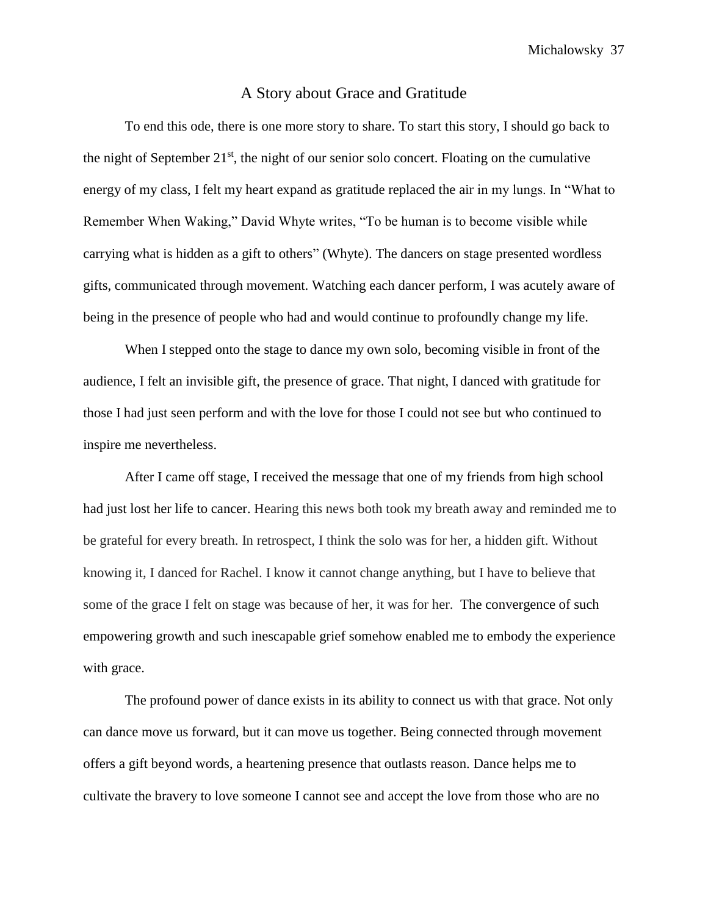## A Story about Grace and Gratitude

To end this ode, there is one more story to share. To start this story, I should go back to the night of September 21st, the night of our senior solo concert. Floating on the cumulative energy of my class, I felt my heart expand as gratitude replaced the air in my lungs. In "What to Remember When Waking," David Whyte writes, "To be human is to become visible while carrying what is hidden as a gift to others" (Whyte). The dancers on stage presented wordless gifts, communicated through movement. Watching each dancer perform, I was acutely aware of being in the presence of people who had and would continue to profoundly change my life.

When I stepped onto the stage to dance my own solo, becoming visible in front of the audience, I felt an invisible gift, the presence of grace. That night, I danced with gratitude for those I had just seen perform and with the love for those I could not see but who continued to inspire me nevertheless.

After I came off stage, I received the message that one of my friends from high school had just lost her life to cancer. Hearing this news both took my breath away and reminded me to be grateful for every breath. In retrospect, I think the solo was for her, a hidden gift. Without knowing it, I danced for Rachel. I know it cannot change anything, but I have to believe that some of the grace I felt on stage was because of her, it was for her. The convergence of such empowering growth and such inescapable grief somehow enabled me to embody the experience with grace.

The profound power of dance exists in its ability to connect us with that grace. Not only can dance move us forward, but it can move us together. Being connected through movement offers a gift beyond words, a heartening presence that outlasts reason. Dance helps me to cultivate the bravery to love someone I cannot see and accept the love from those who are no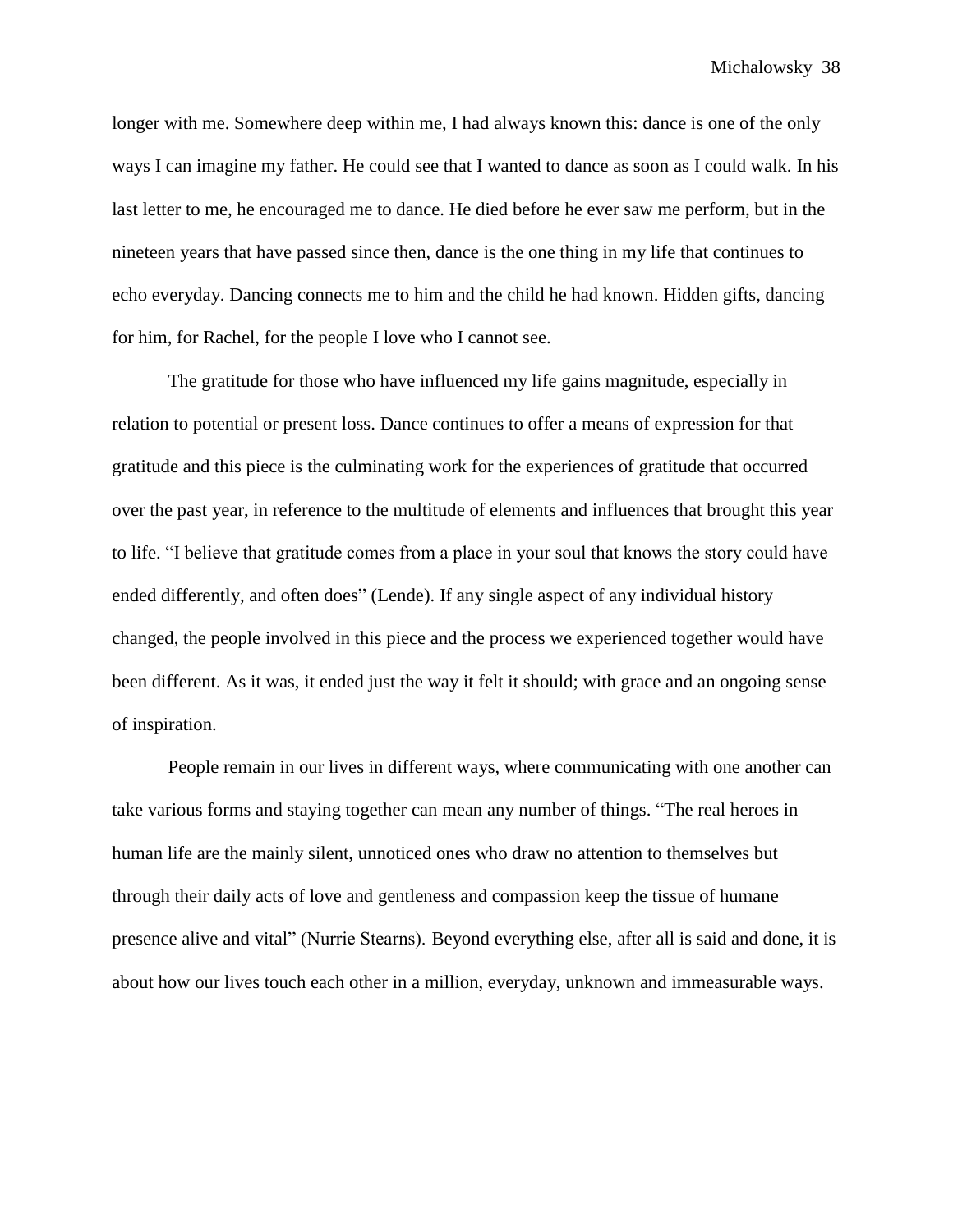longer with me. Somewhere deep within me, I had always known this: dance is one of the only ways I can imagine my father. He could see that I wanted to dance as soon as I could walk. In his last letter to me, he encouraged me to dance. He died before he ever saw me perform, but in the nineteen years that have passed since then, dance is the one thing in my life that continues to echo everyday. Dancing connects me to him and the child he had known. Hidden gifts, dancing for him, for Rachel, for the people I love who I cannot see.

The gratitude for those who have influenced my life gains magnitude, especially in relation to potential or present loss. Dance continues to offer a means of expression for that gratitude and this piece is the culminating work for the experiences of gratitude that occurred over the past year, in reference to the multitude of elements and influences that brought this year to life. "I believe that gratitude comes from a place in your soul that knows the story could have ended differently, and often does" (Lende). If any single aspect of any individual history changed, the people involved in this piece and the process we experienced together would have been different. As it was, it ended just the way it felt it should; with grace and an ongoing sense of inspiration.

People remain in our lives in different ways, where communicating with one another can take various forms and staying together can mean any number of things. "The real heroes in human life are the mainly silent, unnoticed ones who draw no attention to themselves but through their daily acts of love and gentleness and compassion keep the tissue of humane presence alive and vital" (Nurrie Stearns). Beyond everything else, after all is said and done, it is about how our lives touch each other in a million, everyday, unknown and immeasurable ways.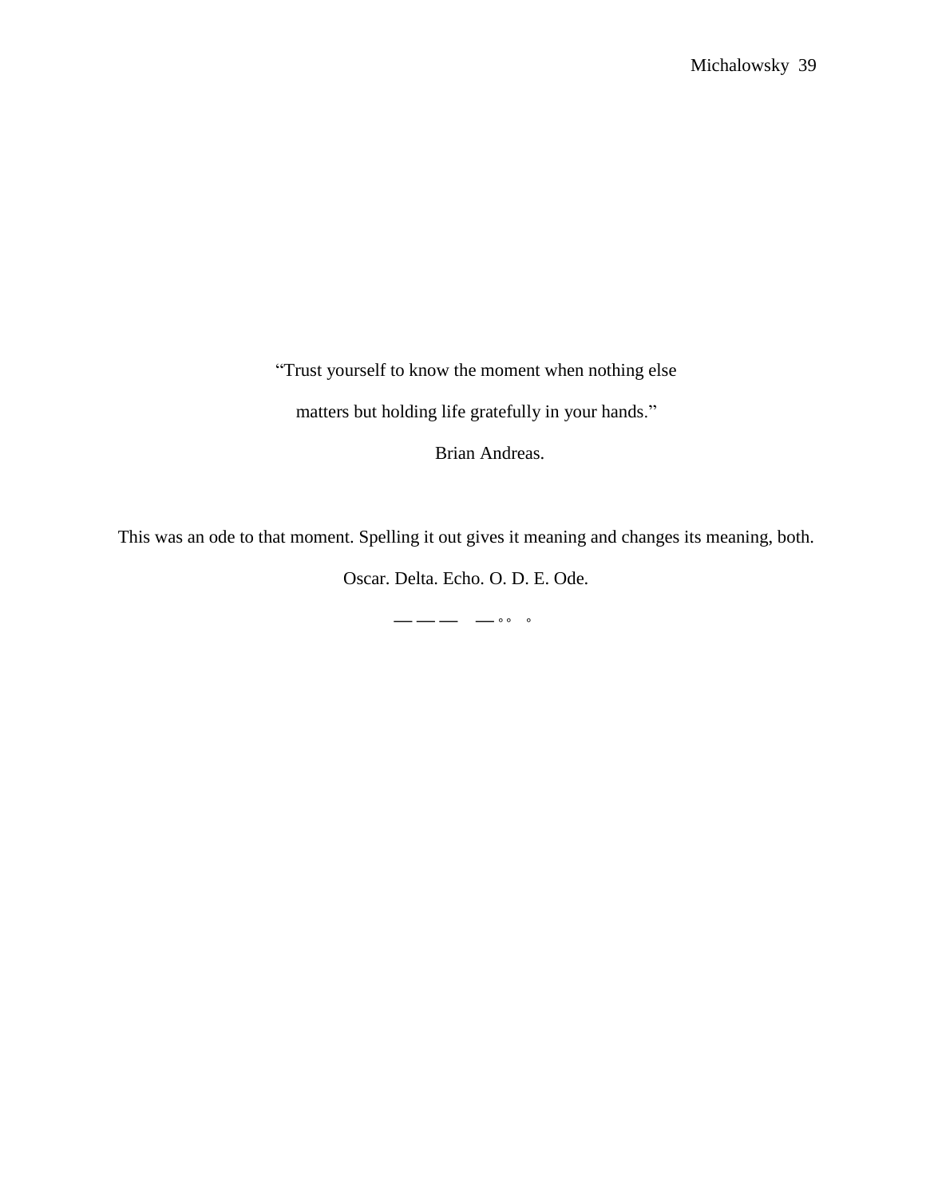"Trust yourself to know the moment when nothing else

matters but holding life gratefully in your hands."

Brian Andreas.

This was an ode to that moment. Spelling it out gives it meaning and changes its meaning, both.

Oscar. Delta. Echo. O. D. E. Ode.

— — —  — ◦ ◦  ◦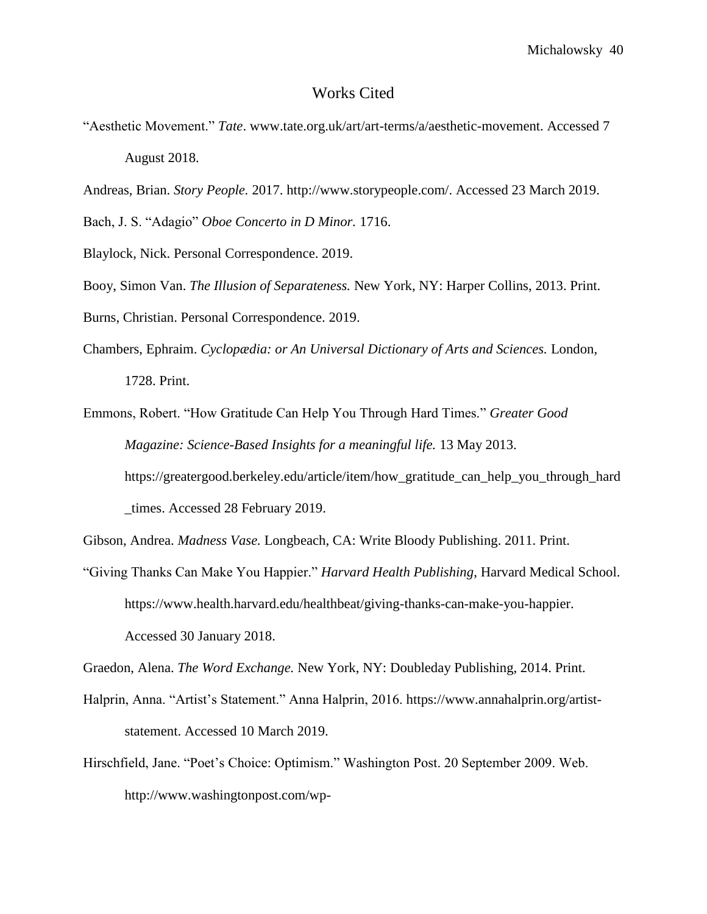# Works Cited

"Aesthetic Movement." *Tate*. www.tate.org.uk/art/art-terms/a/aesthetic-movement. Accessed 7 August 2018.

Andreas, Brian. *Story People.* 2017. http://www.storypeople.com/. Accessed 23 March 2019.

Bach, J. S. "Adagio" *Oboe Concerto in D Minor.* 1716.

Blaylock, Nick. Personal Correspondence. 2019.

Booy, Simon Van. *The Illusion of Separateness.* New York, NY: Harper Collins, 2013. Print.

Burns, Christian. Personal Correspondence. 2019.

Chambers, Ephraim. *Cyclopædia: or An Universal Dictionary of Arts and Sciences.* London, 1728. Print.

Emmons, Robert. "How Gratitude Can Help You Through Hard Times." *Greater Good Magazine: Science-Based Insights for a meaningful life.* 13 May 2013. https://greatergood.berkeley.edu/article/item/how_gratitude_can_help_you_through_hard_times. Accessed 28 February 2019.

Gibson, Andrea. *Madness Vase.* Longbeach, CA: Write Bloody Publishing. 2011. Print.

"Giving Thanks Can Make You Happier." *Harvard Health Publishing*, Harvard Medical School. https://www.health.harvard.edu/healthbeat/giving-thanks-can-make-you-happier. Accessed 30 January 2018.

Graedon, Alena. *The Word Exchange.* New York, NY: Doubleday Publishing, 2014. Print.

Halprin, Anna. "Artist's Statement." Anna Halprin, 2016. https://www.annahalprin.org/artist-statement. Accessed 10 March 2019.

Hirschfield, Jane. "Poet's Choice: Optimism." Washington Post. 20 September 2009. Web. http://www.washingtonpost.com/wp-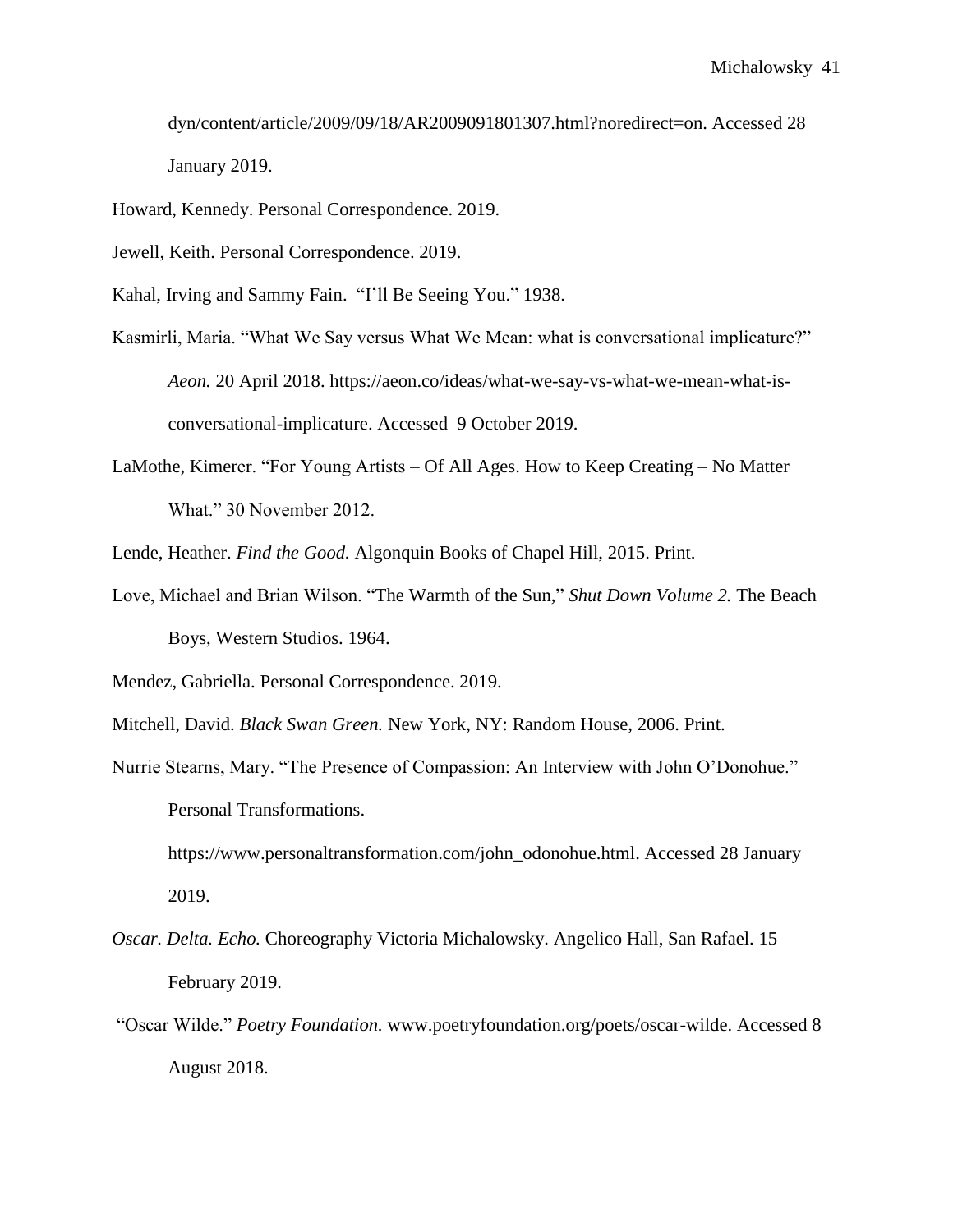dyn/content/article/2009/09/18/AR2009091801307.html?noredirect=on. Accessed 28 January 2019.

Howard, Kennedy. Personal Correspondence. 2019.

Jewell, Keith. Personal Correspondence. 2019.

Kahal, Irving and Sammy Fain. "I'll Be Seeing You." 1938.

Kasmirli, Maria. "What We Say versus What We Mean: what is conversational implicature?" *Aeon.* 20 April 2018. https://aeon.co/ideas/what-we-say-vs-what-we-mean-what-is-conversational-implicature. Accessed 9 October 2019.

LaMothe, Kimerer. "For Young Artists – Of All Ages. How to Keep Creating – No Matter What." 30 November 2012.

Lende, Heather. *Find the Good.* Algonquin Books of Chapel Hill, 2015. Print.

Love, Michael and Brian Wilson. "The Warmth of the Sun," *Shut Down Volume 2.* The Beach Boys, Western Studios. 1964.

Mendez, Gabriella. Personal Correspondence. 2019.

Mitchell, David. *Black Swan Green.* New York, NY: Random House, 2006. Print.

Nurrie Stearns, Mary. "The Presence of Compassion: An Interview with John O'Donohue." Personal Transformations. https://www.personaltransformation.com/john_odonohue.html. Accessed 28 January 2019.

*Oscar. Delta. Echo.* Choreography Victoria Michalowsky. Angelico Hall, San Rafael. 15 February 2019.

"Oscar Wilde." *Poetry Foundation.* www.poetryfoundation.org/poets/oscar-wilde. Accessed 8 August 2018.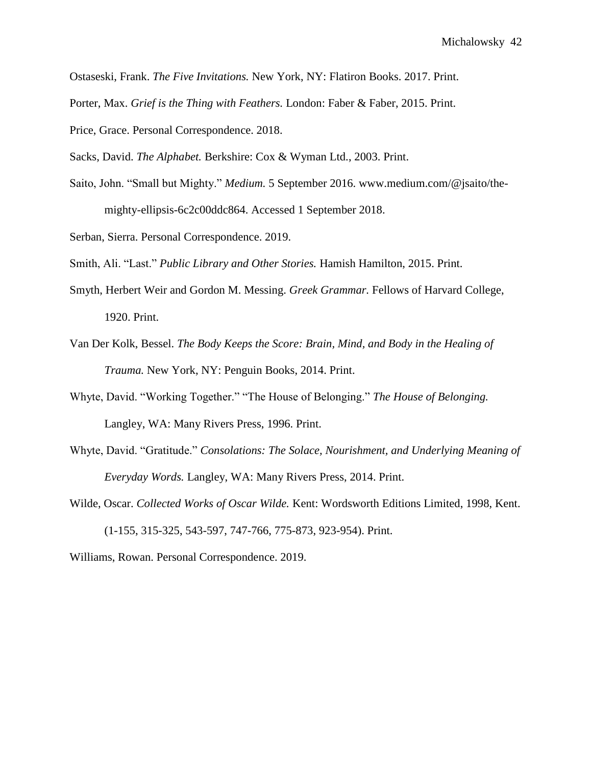Ostaseski, Frank. *The Five Invitations.* New York, NY: Flatiron Books. 2017. Print.

Porter, Max. *Grief is the Thing with Feathers.* London: Faber & Faber, 2015. Print.

Price, Grace. Personal Correspondence. 2018.

Sacks, David. *The Alphabet.* Berkshire: Cox & Wyman Ltd., 2003. Print.

Saito, John. "Small but Mighty." *Medium.* 5 September 2016. www.medium.com/@jsaito/the-mighty-ellipsis-6c2c00ddc864. Accessed 1 September 2018.

Serban, Sierra. Personal Correspondence. 2019.

Smith, Ali. "Last." *Public Library and Other Stories.* Hamish Hamilton, 2015. Print.

Smyth, Herbert Weir and Gordon M. Messing. *Greek Grammar.* Fellows of Harvard College, 1920. Print.

Van Der Kolk, Bessel. *The Body Keeps the Score: Brain, Mind, and Body in the Healing of Trauma.* New York, NY: Penguin Books, 2014. Print.

Whyte, David. "Working Together." "The House of Belonging." *The House of Belonging.* Langley, WA: Many Rivers Press, 1996. Print.

Whyte, David. "Gratitude." *Consolations: The Solace, Nourishment, and Underlying Meaning of Everyday Words.* Langley, WA: Many Rivers Press, 2014. Print.

Wilde, Oscar. *Collected Works of Oscar Wilde.* Kent: Wordsworth Editions Limited, 1998, Kent. (1-155, 315-325, 543-597, 747-766, 775-873, 923-954). Print.

Williams, Rowan. Personal Correspondence. 2019.